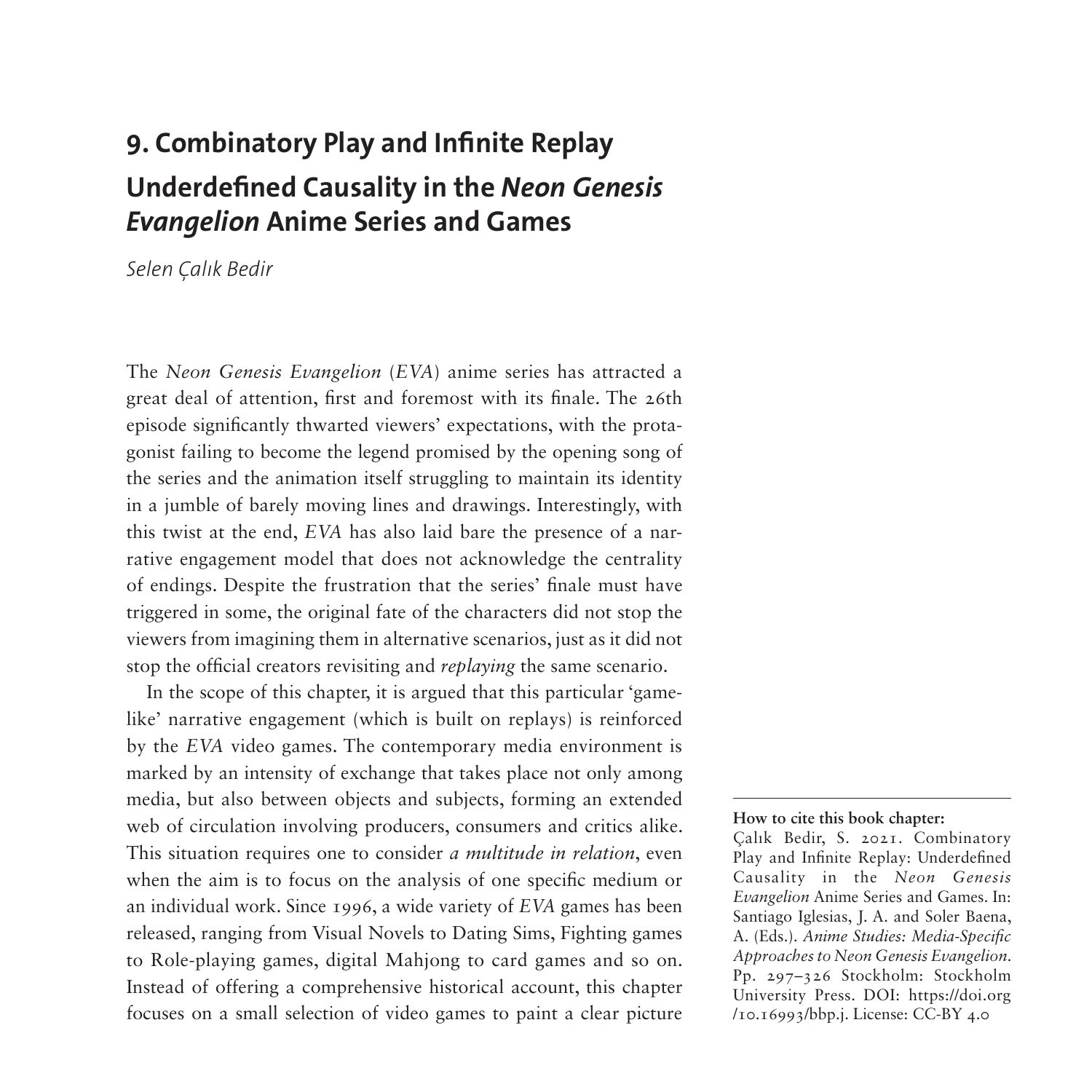# 9. Combinatory Play and Infinite Replay

## Underdefined Causality in the *Neon Genesis Evangelion* Anime Series and Games

*Selen Çalık Bedir*

The *Neon Genesis Evangelion* (*EVA*) anime series has attracted a great deal of attention, first and foremost with its finale. The 26th episode significantly thwarted viewers' expectations, with the protagonist failing to become the legend promised by the opening song of the series and the animation itself struggling to maintain its identity in a jumble of barely moving lines and drawings. Interestingly, with this twist at the end, *EVA* has also laid bare the presence of a narrative engagement model that does not acknowledge the centrality of endings. Despite the frustration that the series' finale must have triggered in some, the original fate of the characters did not stop the viewers from imagining them in alternative scenarios, just as it did not stop the official creators revisiting and *replaying* the same scenario.

In the scope of this chapter, it is argued that this particular 'game-like' narrative engagement (which is built on replays) is reinforced by the *EVA* video games. The contemporary media environment is marked by an intensity of exchange that takes place not only among media, but also between objects and subjects, forming an extended web of circulation involving producers, consumers and critics alike. This situation requires one to consider *a multitude in relation*, even when the aim is to focus on the analysis of one specific medium or an individual work. Since 1996, a wide variety of *EVA* games has been released, ranging from Visual Novels to Dating Sims, Fighting games to Role-playing games, digital Mahjong to card games and so on. Instead of offering a comprehensive historical account, this chapter focuses on a small selection of video games to paint a clear picture

**How to cite this book chapter:**
Çalık Bedir, S. 2021. Combinatory Play and Infinite Replay: Underdefined Causality in the *Neon Genesis Evangelion* Anime Series and Games. In: Santiago Iglesias, J. A. and Soler Baena, A. (Eds.). *Anime Studies: Media-Specific Approaches to Neon Genesis Evangelion*. Pp. 297–326 Stockholm: Stockholm University Press. DOI: https://doi.org/10.16993/bbp.j. License: CC-BY 4.0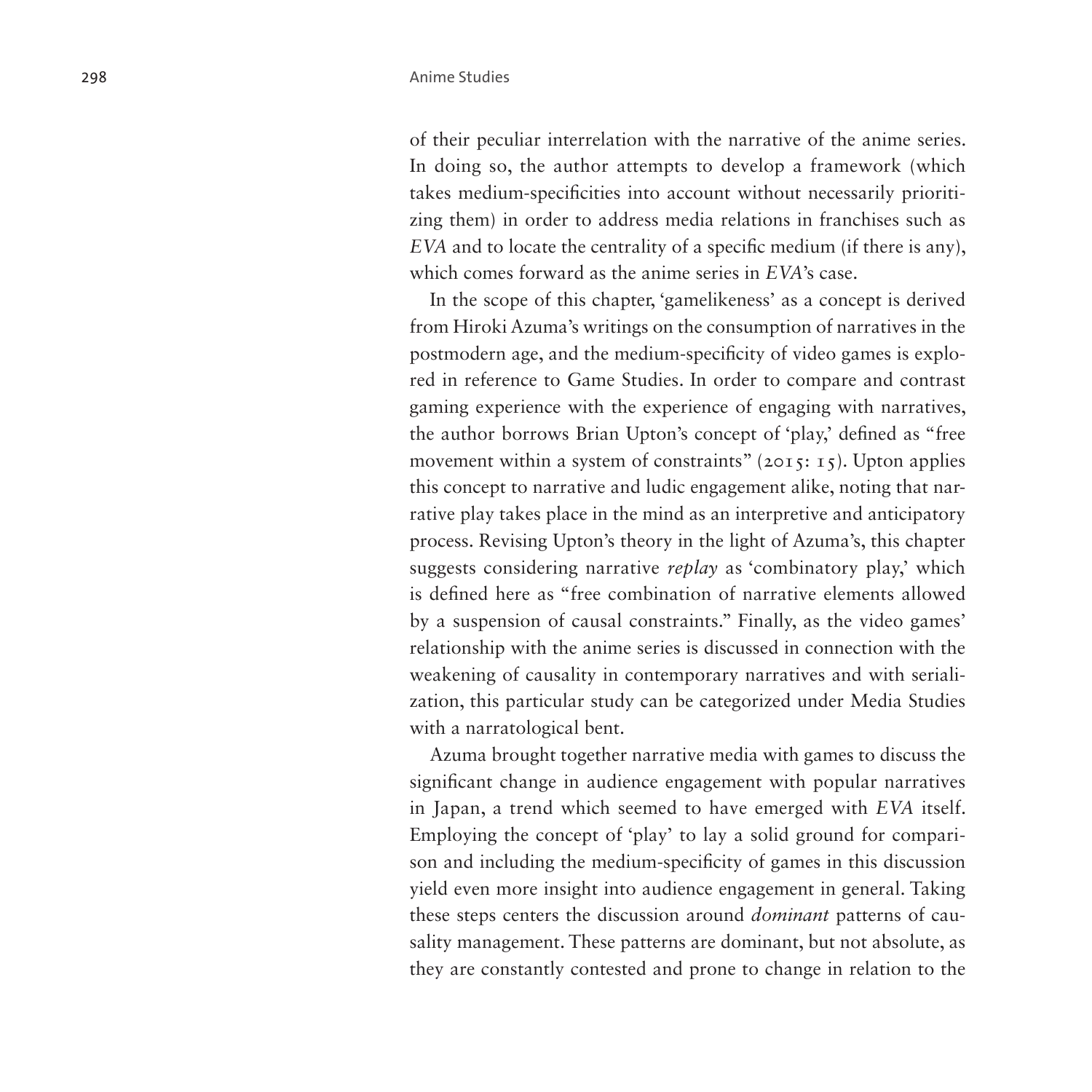of their peculiar interrelation with the narrative of the anime series. In doing so, the author attempts to develop a framework (which takes medium-specificities into account without necessarily prioritizing them) in order to address media relations in franchises such as *EVA* and to locate the centrality of a specific medium (if there is any), which comes forward as the anime series in *EVA*'s case.

In the scope of this chapter, 'gamelikeness' as a concept is derived from Hiroki Azuma's writings on the consumption of narratives in the postmodern age, and the medium-specificity of video games is explored in reference to Game Studies. In order to compare and contrast gaming experience with the experience of engaging with narratives, the author borrows Brian Upton's concept of 'play,' defined as "free movement within a system of constraints" (2015: 15). Upton applies this concept to narrative and ludic engagement alike, noting that narrative play takes place in the mind as an interpretive and anticipatory process. Revising Upton's theory in the light of Azuma's, this chapter suggests considering narrative *replay* as 'combinatory play,' which is defined here as "free combination of narrative elements allowed by a suspension of causal constraints." Finally, as the video games' relationship with the anime series is discussed in connection with the weakening of causality in contemporary narratives and with serialization, this particular study can be categorized under Media Studies with a narratological bent.

Azuma brought together narrative media with games to discuss the significant change in audience engagement with popular narratives in Japan, a trend which seemed to have emerged with *EVA* itself. Employing the concept of 'play' to lay a solid ground for comparison and including the medium-specificity of games in this discussion yield even more insight into audience engagement in general. Taking these steps centers the discussion around *dominant* patterns of causality management. These patterns are dominant, but not absolute, as they are constantly contested and prone to change in relation to the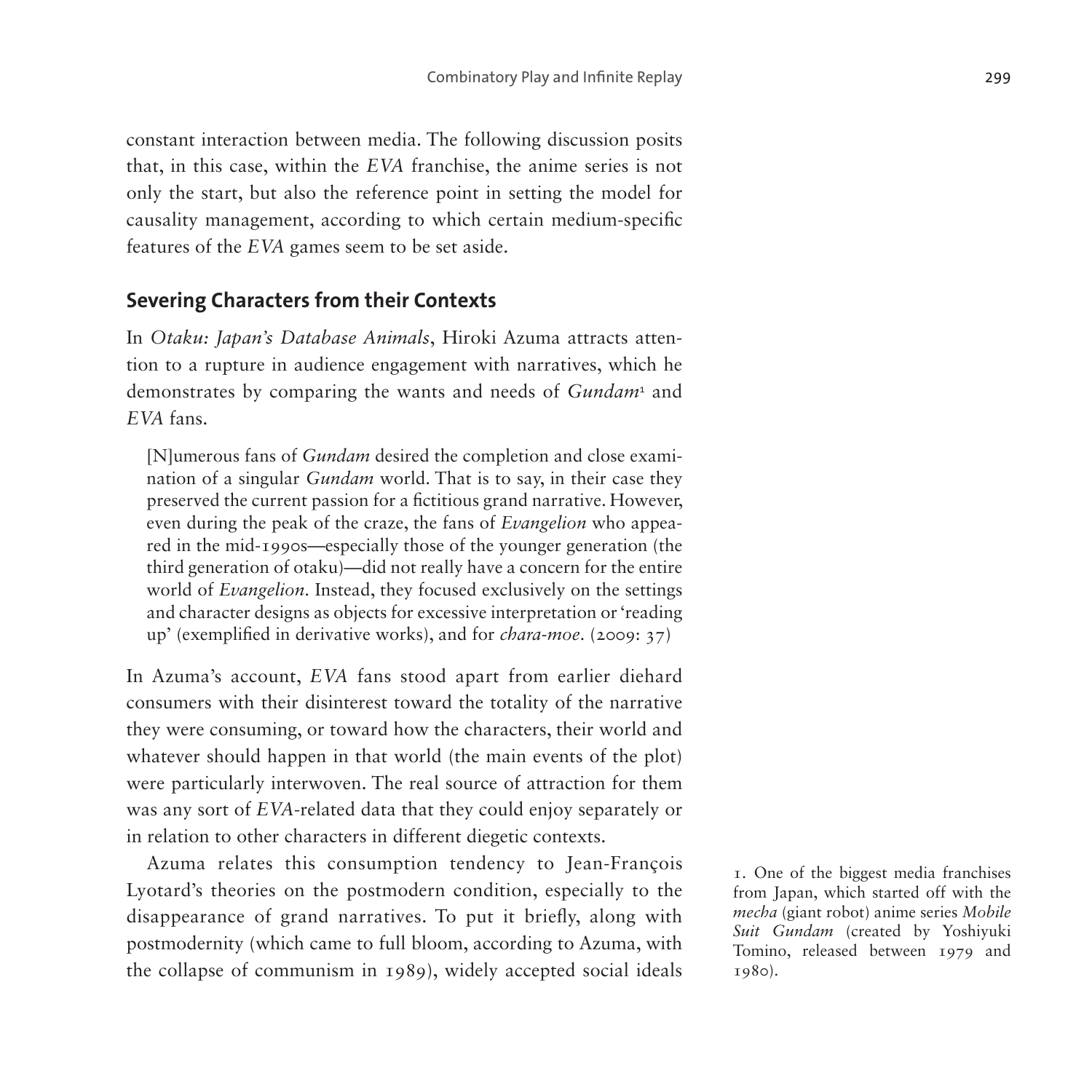constant interaction between media. The following discussion posits that, in this case, within the *EVA* franchise, the anime series is not only the start, but also the reference point in setting the model for causality management, according to which certain medium-specific features of the *EVA* games seem to be set aside.

## Severing Characters from their Contexts

In *Otaku: Japan's Database Animals*, Hiroki Azuma attracts attention to a rupture in audience engagement with narratives, which he demonstrates by comparing the wants and needs of *Gundam*[1] and *EVA* fans.

> [N]umerous fans of *Gundam* desired the completion and close examination of a singular *Gundam* world. That is to say, in their case they preserved the current passion for a fictitious grand narrative. However, even during the peak of the craze, the fans of *Evangelion* who appeared in the mid-1990s—especially those of the younger generation (the third generation of otaku)—did not really have a concern for the entire world of *Evangelion*. Instead, they focused exclusively on the settings and character designs as objects for excessive interpretation or 'reading up' (exemplified in derivative works), and for *chara-moe*. (2009: 37)

In Azuma's account, *EVA* fans stood apart from earlier diehard consumers with their disinterest toward the totality of the narrative they were consuming, or toward how the characters, their world and whatever should happen in that world (the main events of the plot) were particularly interwoven. The real source of attraction for them was any sort of *EVA*-related data that they could enjoy separately or in relation to other characters in different diegetic contexts.

Azuma relates this consumption tendency to Jean-François Lyotard's theories on the postmodern condition, especially to the disappearance of grand narratives. To put it briefly, along with postmodernity (which came to full bloom, according to Azuma, with the collapse of communism in 1989), widely accepted social ideals

1. One of the biggest media franchises from Japan, which started off with the *mecha* (giant robot) anime series *Mobile Suit Gundam* (created by Yoshiyuki Tomino, released between 1979 and 1980).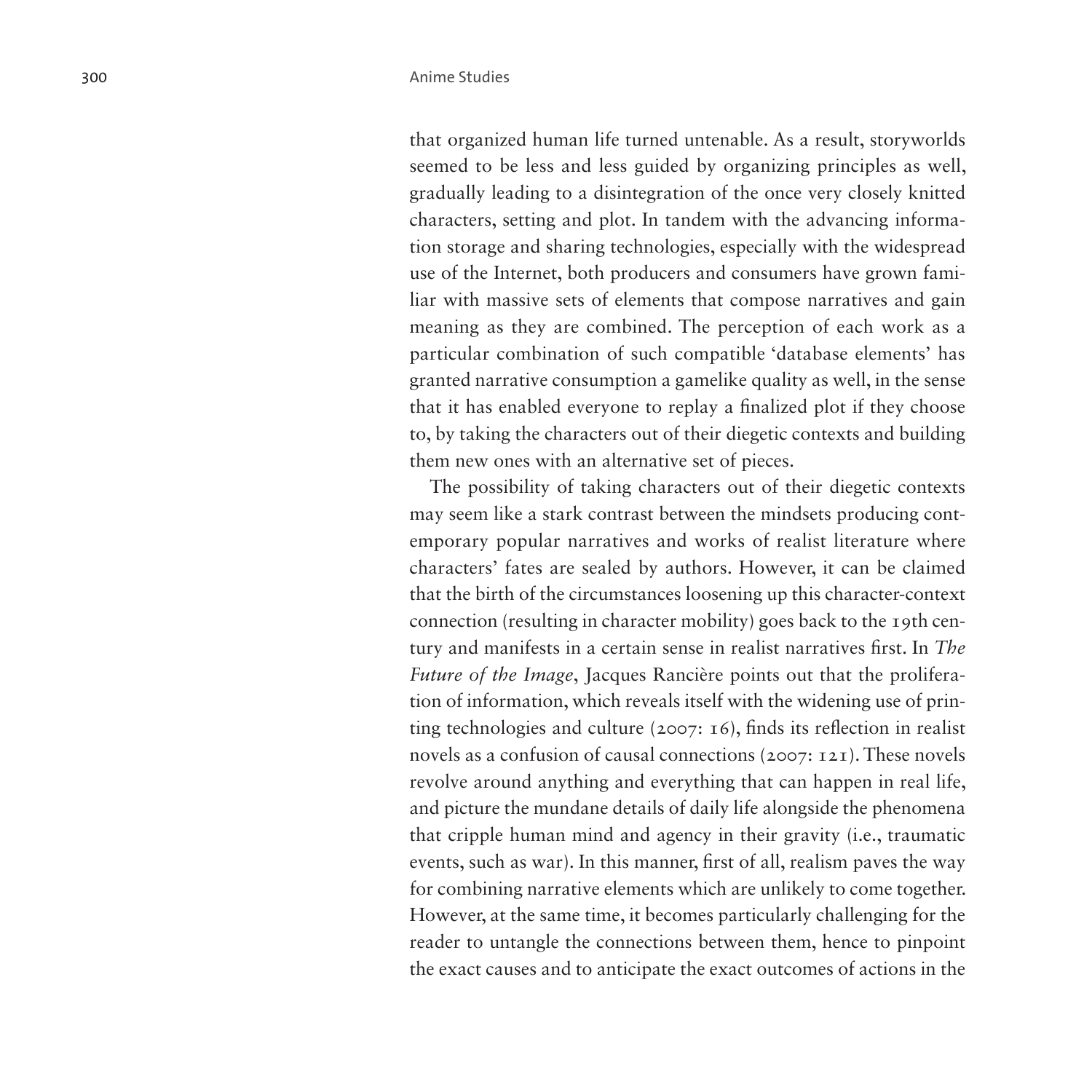that organized human life turned untenable. As a result, storyworlds seemed to be less and less guided by organizing principles as well, gradually leading to a disintegration of the once very closely knitted characters, setting and plot. In tandem with the advancing information storage and sharing technologies, especially with the widespread use of the Internet, both producers and consumers have grown familiar with massive sets of elements that compose narratives and gain meaning as they are combined. The perception of each work as a particular combination of such compatible 'database elements' has granted narrative consumption a gamelike quality as well, in the sense that it has enabled everyone to replay a finalized plot if they choose to, by taking the characters out of their diegetic contexts and building them new ones with an alternative set of pieces.

The possibility of taking characters out of their diegetic contexts may seem like a stark contrast between the mindsets producing contemporary popular narratives and works of realist literature where characters' fates are sealed by authors. However, it can be claimed that the birth of the circumstances loosening up this character-context connection (resulting in character mobility) goes back to the 19th century and manifests in a certain sense in realist narratives first. In *The Future of the Image*, Jacques Rancière points out that the proliferation of information, which reveals itself with the widening use of printing technologies and culture (2007: 16), finds its reflection in realist novels as a confusion of causal connections (2007: 121). These novels revolve around anything and everything that can happen in real life, and picture the mundane details of daily life alongside the phenomena that cripple human mind and agency in their gravity (i.e., traumatic events, such as war). In this manner, first of all, realism paves the way for combining narrative elements which are unlikely to come together. However, at the same time, it becomes particularly challenging for the reader to untangle the connections between them, hence to pinpoint the exact causes and to anticipate the exact outcomes of actions in the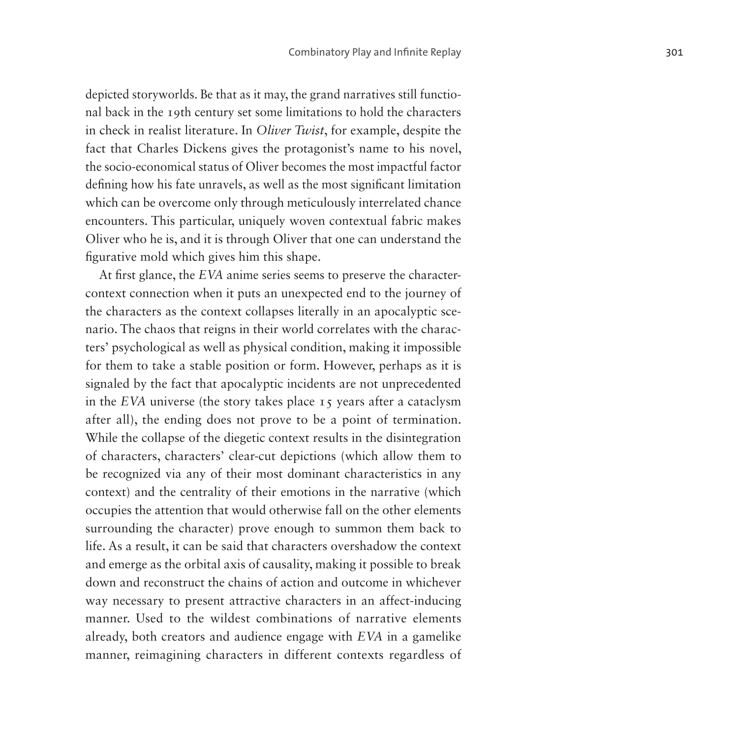depicted storyworlds. Be that as it may, the grand narratives still functional back in the 19th century set some limitations to hold the characters in check in realist literature. In *Oliver Twist*, for example, despite the fact that Charles Dickens gives the protagonist's name to his novel, the socio-economical status of Oliver becomes the most impactful factor defining how his fate unravels, as well as the most significant limitation which can be overcome only through meticulously interrelated chance encounters. This particular, uniquely woven contextual fabric makes Oliver who he is, and it is through Oliver that one can understand the figurative mold which gives him this shape.

At first glance, the *EVA* anime series seems to preserve the character-context connection when it puts an unexpected end to the journey of the characters as the context collapses literally in an apocalyptic scenario. The chaos that reigns in their world correlates with the characters' psychological as well as physical condition, making it impossible for them to take a stable position or form. However, perhaps as it is signaled by the fact that apocalyptic incidents are not unprecedented in the *EVA* universe (the story takes place 15 years after a cataclysm after all), the ending does not prove to be a point of termination. While the collapse of the diegetic context results in the disintegration of characters, characters' clear-cut depictions (which allow them to be recognized via any of their most dominant characteristics in any context) and the centrality of their emotions in the narrative (which occupies the attention that would otherwise fall on the other elements surrounding the character) prove enough to summon them back to life. As a result, it can be said that characters overshadow the context and emerge as the orbital axis of causality, making it possible to break down and reconstruct the chains of action and outcome in whichever way necessary to present attractive characters in an affect-inducing manner. Used to the wildest combinations of narrative elements already, both creators and audience engage with *EVA* in a gamelike manner, reimagining characters in different contexts regardless of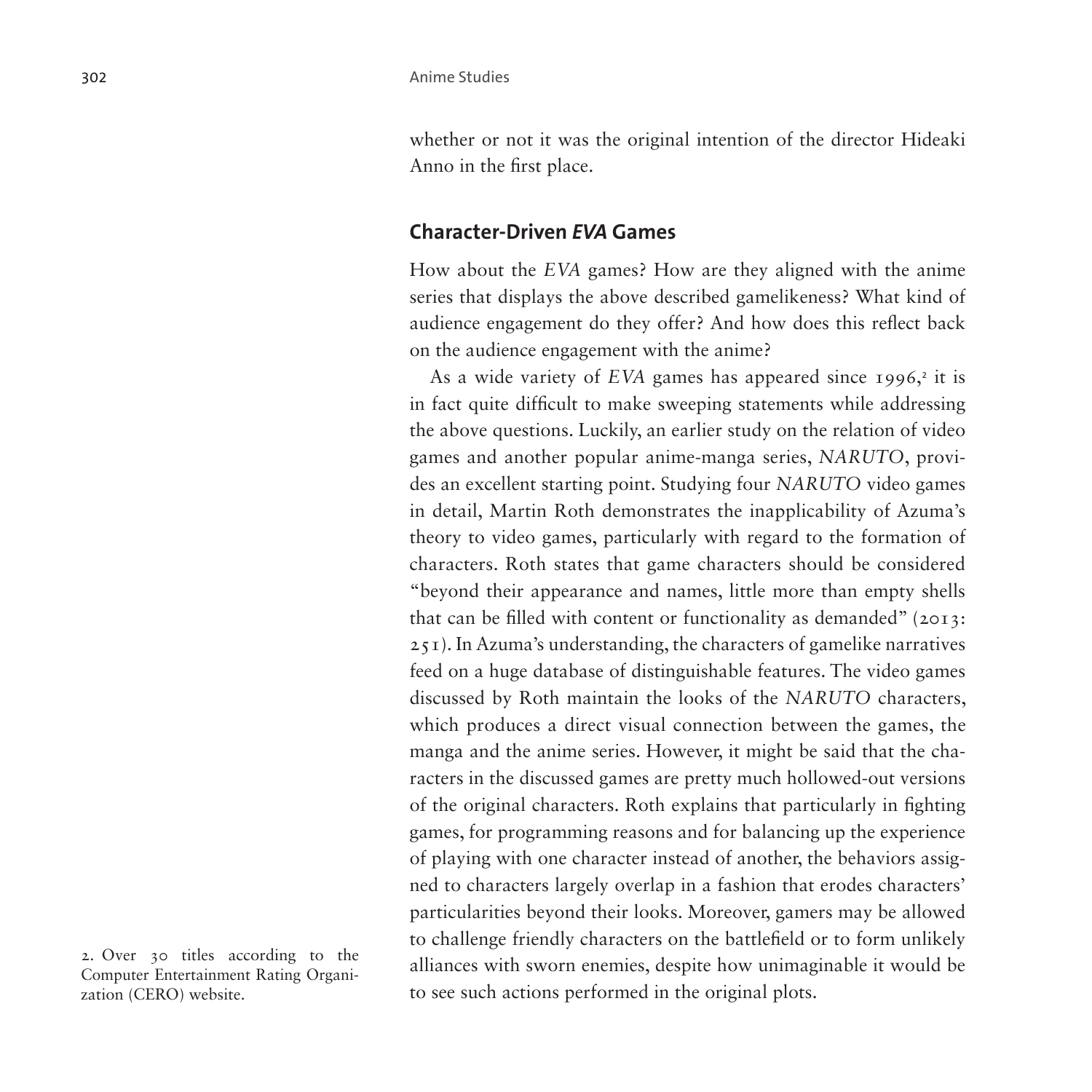whether or not it was the original intention of the director Hideaki Anno in the first place.

## Character-Driven *EVA* Games

How about the *EVA* games? How are they aligned with the anime series that displays the above described gamelikeness? What kind of audience engagement do they offer? And how does this reflect back on the audience engagement with the anime?

As a wide variety of *EVA* games has appeared since 1996,[2] it is in fact quite difficult to make sweeping statements while addressing the above questions. Luckily, an earlier study on the relation of video games and another popular anime-manga series, *NARUTO*, provides an excellent starting point. Studying four *NARUTO* video games in detail, Martin Roth demonstrates the inapplicability of Azuma's theory to video games, particularly with regard to the formation of characters. Roth states that game characters should be considered "beyond their appearance and names, little more than empty shells that can be filled with content or functionality as demanded" (2013: 251). In Azuma's understanding, the characters of gamelike narratives feed on a huge database of distinguishable features. The video games discussed by Roth maintain the looks of the *NARUTO* characters, which produces a direct visual connection between the games, the manga and the anime series. However, it might be said that the characters in the discussed games are pretty much hollowed-out versions of the original characters. Roth explains that particularly in fighting games, for programming reasons and for balancing up the experience of playing with one character instead of another, the behaviors assigned to characters largely overlap in a fashion that erodes characters' particularities beyond their looks. Moreover, gamers may be allowed to challenge friendly characters on the battlefield or to form unlikely alliances with sworn enemies, despite how unimaginable it would be to see such actions performed in the original plots.

2. Over 30 titles according to the Computer Entertainment Rating Organization (CERO) website.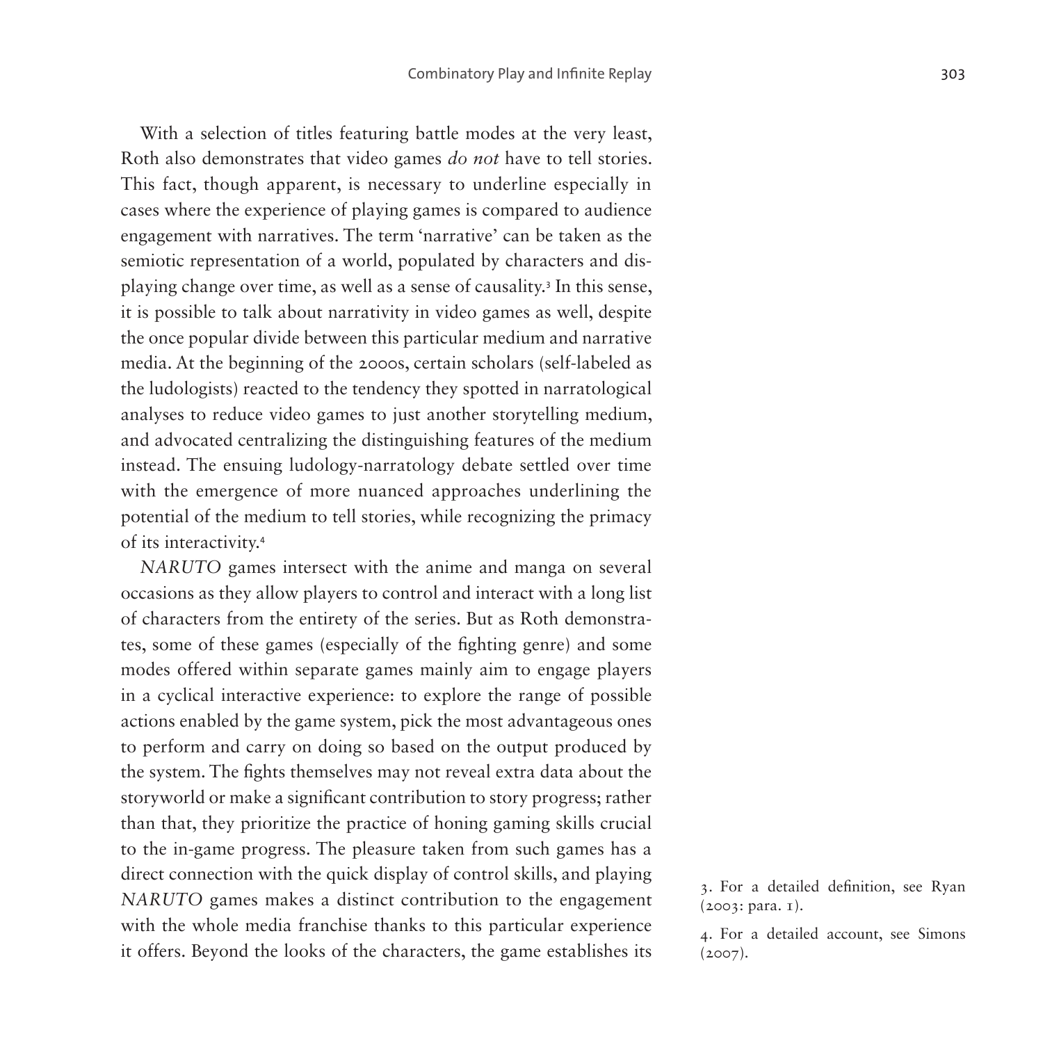With a selection of titles featuring battle modes at the very least, Roth also demonstrates that video games *do not* have to tell stories. This fact, though apparent, is necessary to underline especially in cases where the experience of playing games is compared to audience engagement with narratives. The term 'narrative' can be taken as the semiotic representation of a world, populated by characters and displaying change over time, as well as a sense of causality.[3] In this sense, it is possible to talk about narrativity in video games as well, despite the once popular divide between this particular medium and narrative media. At the beginning of the 2000s, certain scholars (self-labeled as the ludologists) reacted to the tendency they spotted in narratological analyses to reduce video games to just another storytelling medium, and advocated centralizing the distinguishing features of the medium instead. The ensuing ludology-narratology debate settled over time with the emergence of more nuanced approaches underlining the potential of the medium to tell stories, while recognizing the primacy of its interactivity.[4]

*NARUTO* games intersect with the anime and manga on several occasions as they allow players to control and interact with a long list of characters from the entirety of the series. But as Roth demonstrates, some of these games (especially of the fighting genre) and some modes offered within separate games mainly aim to engage players in a cyclical interactive experience: to explore the range of possible actions enabled by the game system, pick the most advantageous ones to perform and carry on doing so based on the output produced by the system. The fights themselves may not reveal extra data about the storyworld or make a significant contribution to story progress; rather than that, they prioritize the practice of honing gaming skills crucial to the in-game progress. The pleasure taken from such games has a direct connection with the quick display of control skills, and playing *NARUTO* games makes a distinct contribution to the engagement with the whole media franchise thanks to this particular experience it offers. Beyond the looks of the characters, the game establishes its

3. For a detailed definition, see Ryan (2003: para. 1).

4. For a detailed account, see Simons (2007).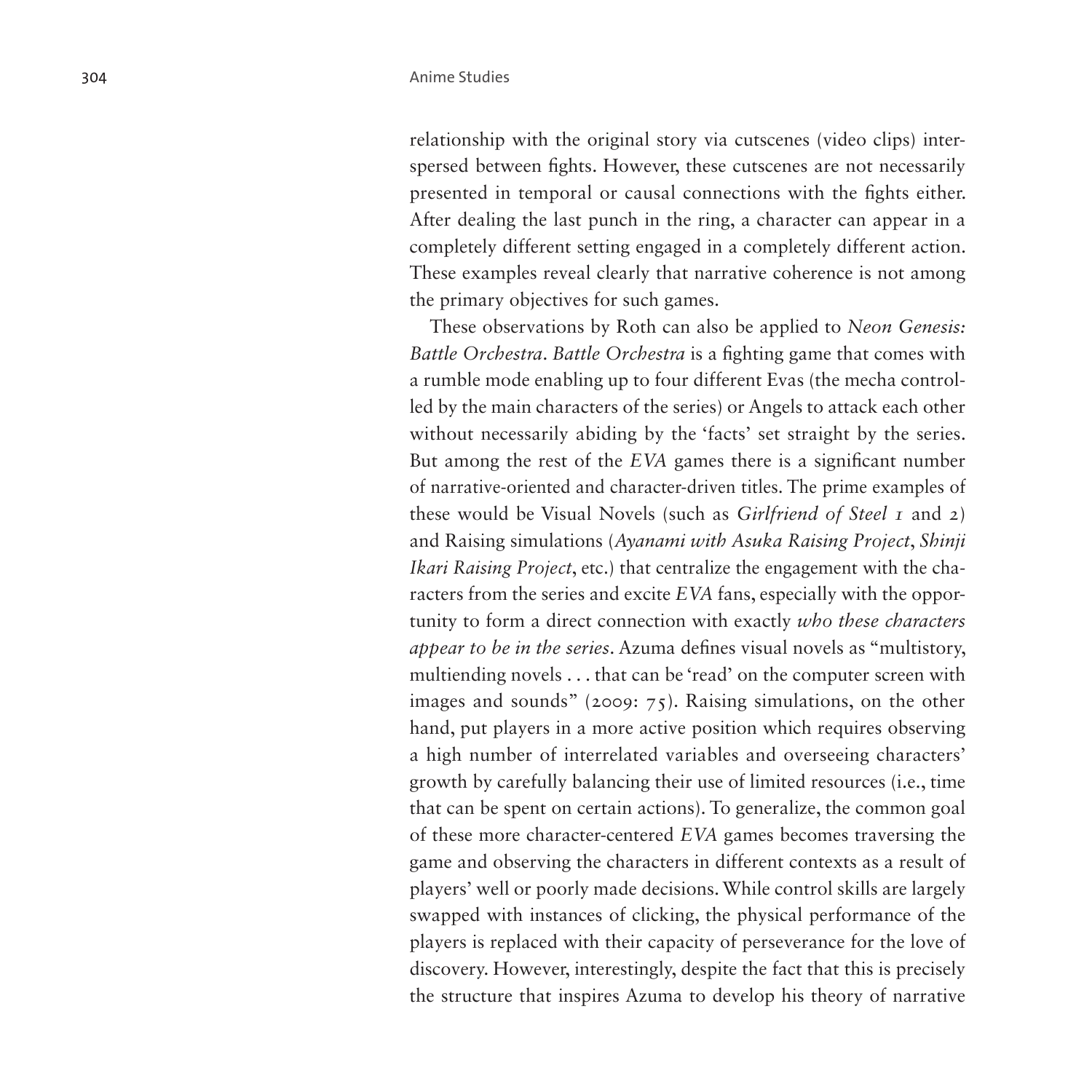relationship with the original story via cutscenes (video clips) interspersed between fights. However, these cutscenes are not necessarily presented in temporal or causal connections with the fights either. After dealing the last punch in the ring, a character can appear in a completely different setting engaged in a completely different action. These examples reveal clearly that narrative coherence is not among the primary objectives for such games.

These observations by Roth can also be applied to *Neon Genesis: Battle Orchestra*. *Battle Orchestra* is a fighting game that comes with a rumble mode enabling up to four different Evas (the mecha controlled by the main characters of the series) or Angels to attack each other without necessarily abiding by the 'facts' set straight by the series. But among the rest of the *EVA* games there is a significant number of narrative-oriented and character-driven titles. The prime examples of these would be Visual Novels (such as *Girlfriend of Steel 1* and *2*) and Raising simulations (*Ayanami with Asuka Raising Project*, *Shinji Ikari Raising Project*, etc.) that centralize the engagement with the characters from the series and excite *EVA* fans, especially with the opportunity to form a direct connection with exactly *who these characters appear to be in the series*. Azuma defines visual novels as "multistory, multiending novels . . . that can be 'read' on the computer screen with images and sounds" (2009: 75). Raising simulations, on the other hand, put players in a more active position which requires observing a high number of interrelated variables and overseeing characters' growth by carefully balancing their use of limited resources (i.e., time that can be spent on certain actions). To generalize, the common goal of these more character-centered *EVA* games becomes traversing the game and observing the characters in different contexts as a result of players' well or poorly made decisions. While control skills are largely swapped with instances of clicking, the physical performance of the players is replaced with their capacity of perseverance for the love of discovery. However, interestingly, despite the fact that this is precisely the structure that inspires Azuma to develop his theory of narrative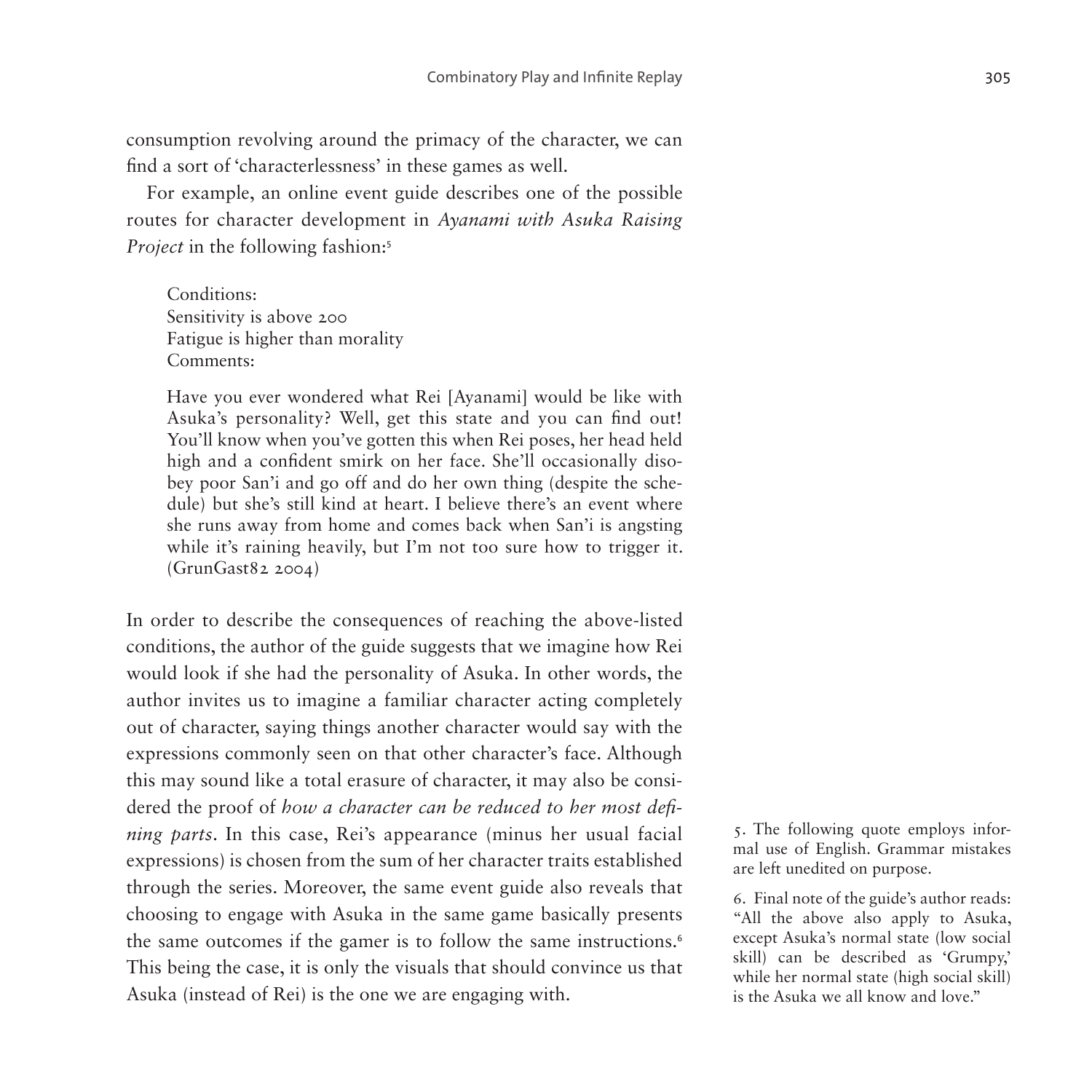consumption revolving around the primacy of the character, we can find a sort of 'characterlessness' in these games as well.

For example, an online event guide describes one of the possible routes for character development in *Ayanami with Asuka Raising Project* in the following fashion:[5]

> Conditions:
> Sensitivity is above 200
> Fatigue is higher than morality
> Comments:
>
> Have you ever wondered what Rei [Ayanami] would be like with Asuka's personality? Well, get this state and you can find out! You'll know when you've gotten this when Rei poses, her head held high and a confident smirk on her face. She'll occasionally disobey poor San'i and go off and do her own thing (despite the schedule) but she's still kind at heart. I believe there's an event where she runs away from home and comes back when San'i is angsting while it's raining heavily, but I'm not too sure how to trigger it. (GrunGast82 2004)

In order to describe the consequences of reaching the above-listed conditions, the author of the guide suggests that we imagine how Rei would look if she had the personality of Asuka. In other words, the author invites us to imagine a familiar character acting completely out of character, saying things another character would say with the expressions commonly seen on that other character's face. Although this may sound like a total erasure of character, it may also be considered the proof of *how a character can be reduced to her most defining parts*. In this case, Rei's appearance (minus her usual facial expressions) is chosen from the sum of her character traits established through the series. Moreover, the same event guide also reveals that choosing to engage with Asuka in the same game basically presents the same outcomes if the gamer is to follow the same instructions.[6] This being the case, it is only the visuals that should convince us that Asuka (instead of Rei) is the one we are engaging with.

5. The following quote employs informal use of English. Grammar mistakes are left unedited on purpose.

6. Final note of the guide's author reads: "All the above also apply to Asuka, except Asuka's normal state (low social skill) can be described as 'Grumpy,' while her normal state (high social skill) is the Asuka we all know and love."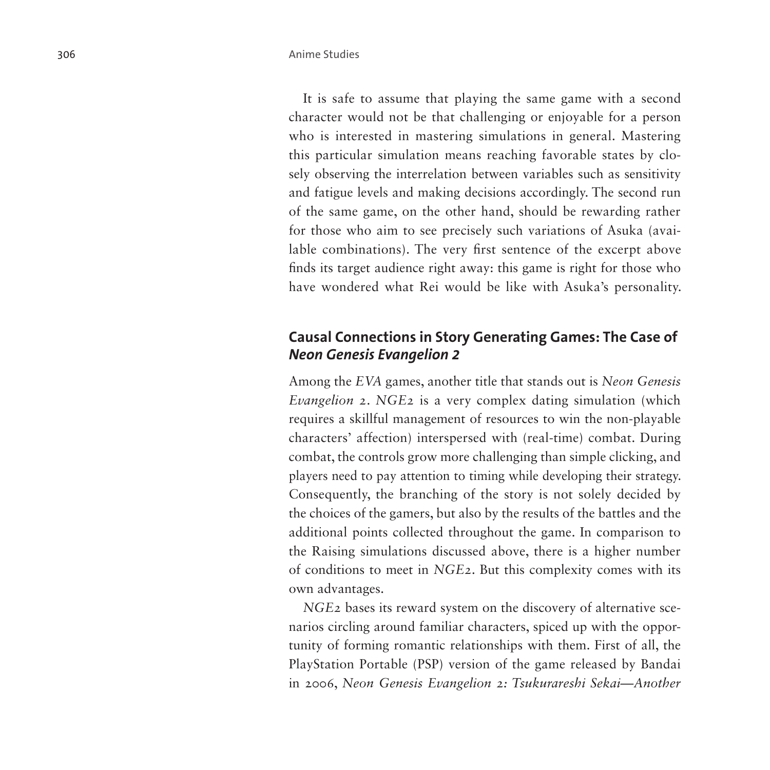It is safe to assume that playing the same game with a second character would not be that challenging or enjoyable for a person who is interested in mastering simulations in general. Mastering this particular simulation means reaching favorable states by closely observing the interrelation between variables such as sensitivity and fatigue levels and making decisions accordingly. The second run of the same game, on the other hand, should be rewarding rather for those who aim to see precisely such variations of Asuka (available combinations). The very first sentence of the excerpt above finds its target audience right away: this game is right for those who have wondered what Rei would be like with Asuka's personality.

## Causal Connections in Story Generating Games: The Case of *Neon Genesis Evangelion 2*

Among the *EVA* games, another title that stands out is *Neon Genesis Evangelion 2*. *NGE2* is a very complex dating simulation (which requires a skillful management of resources to win the non-playable characters' affection) interspersed with (real-time) combat. During combat, the controls grow more challenging than simple clicking, and players need to pay attention to timing while developing their strategy. Consequently, the branching of the story is not solely decided by the choices of the gamers, but also by the results of the battles and the additional points collected throughout the game. In comparison to the Raising simulations discussed above, there is a higher number of conditions to meet in *NGE2*. But this complexity comes with its own advantages.

*NGE2* bases its reward system on the discovery of alternative scenarios circling around familiar characters, spiced up with the opportunity of forming romantic relationships with them. First of all, the PlayStation Portable (PSP) version of the game released by Bandai in 2006, *Neon Genesis Evangelion 2: Tsukurareshi Sekai—Another*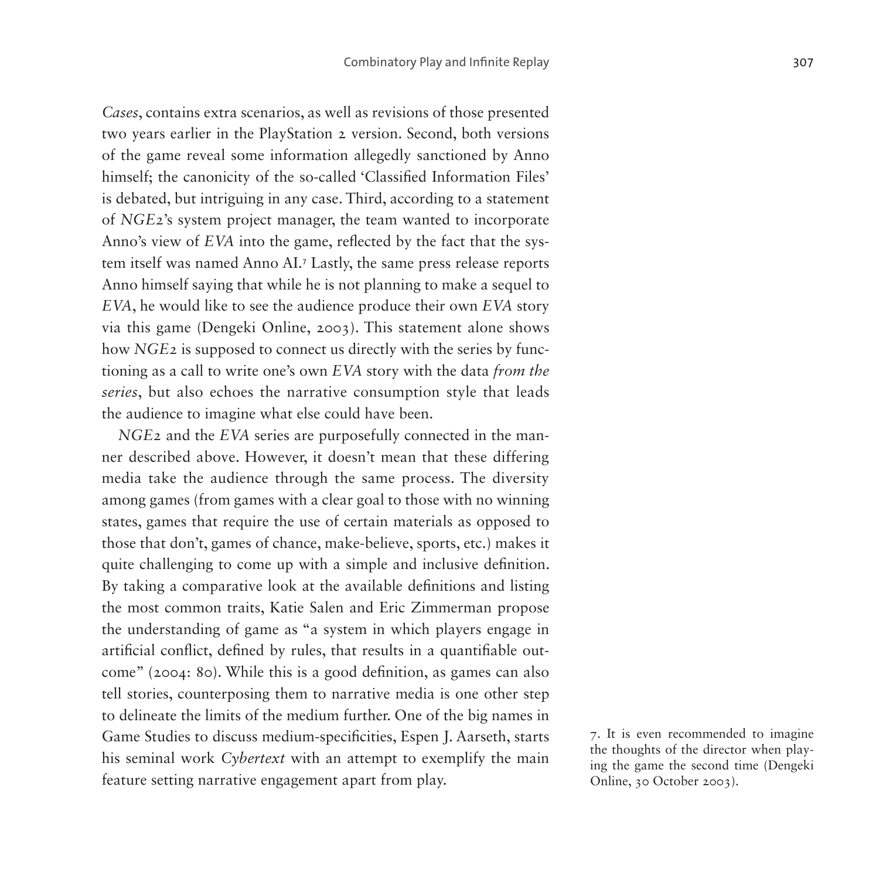*Cases*, contains extra scenarios, as well as revisions of those presented two years earlier in the PlayStation 2 version. Second, both versions of the game reveal some information allegedly sanctioned by Anno himself; the canonicity of the so-called 'Classified Information Files' is debated, but intriguing in any case. Third, according to a statement of *NGE2*'s system project manager, the team wanted to incorporate Anno's view of *EVA* into the game, reflected by the fact that the system itself was named Anno AI.[7] Lastly, the same press release reports Anno himself saying that while he is not planning to make a sequel to *EVA*, he would like to see the audience produce their own *EVA* story via this game (Dengeki Online, 2003). This statement alone shows how *NGE2* is supposed to connect us directly with the series by functioning as a call to write one's own *EVA* story with the data *from the series*, but also echoes the narrative consumption style that leads the audience to imagine what else could have been.

*NGE2* and the *EVA* series are purposefully connected in the manner described above. However, it doesn't mean that these differing media take the audience through the same process. The diversity among games (from games with a clear goal to those with no winning states, games that require the use of certain materials as opposed to those that don't, games of chance, make-believe, sports, etc.) makes it quite challenging to come up with a simple and inclusive definition. By taking a comparative look at the available definitions and listing the most common traits, Katie Salen and Eric Zimmerman propose the understanding of game as "a system in which players engage in artificial conflict, defined by rules, that results in a quantifiable outcome" (2004: 80). While this is a good definition, as games can also tell stories, counterposing them to narrative media is one other step to delineate the limits of the medium further. One of the big names in Game Studies to discuss medium-specificities, Espen J. Aarseth, starts his seminal work *Cybertext* with an attempt to exemplify the main feature setting narrative engagement apart from play.

7. It is even recommended to imagine the thoughts of the director when playing the game the second time (Dengeki Online, 30 October 2003).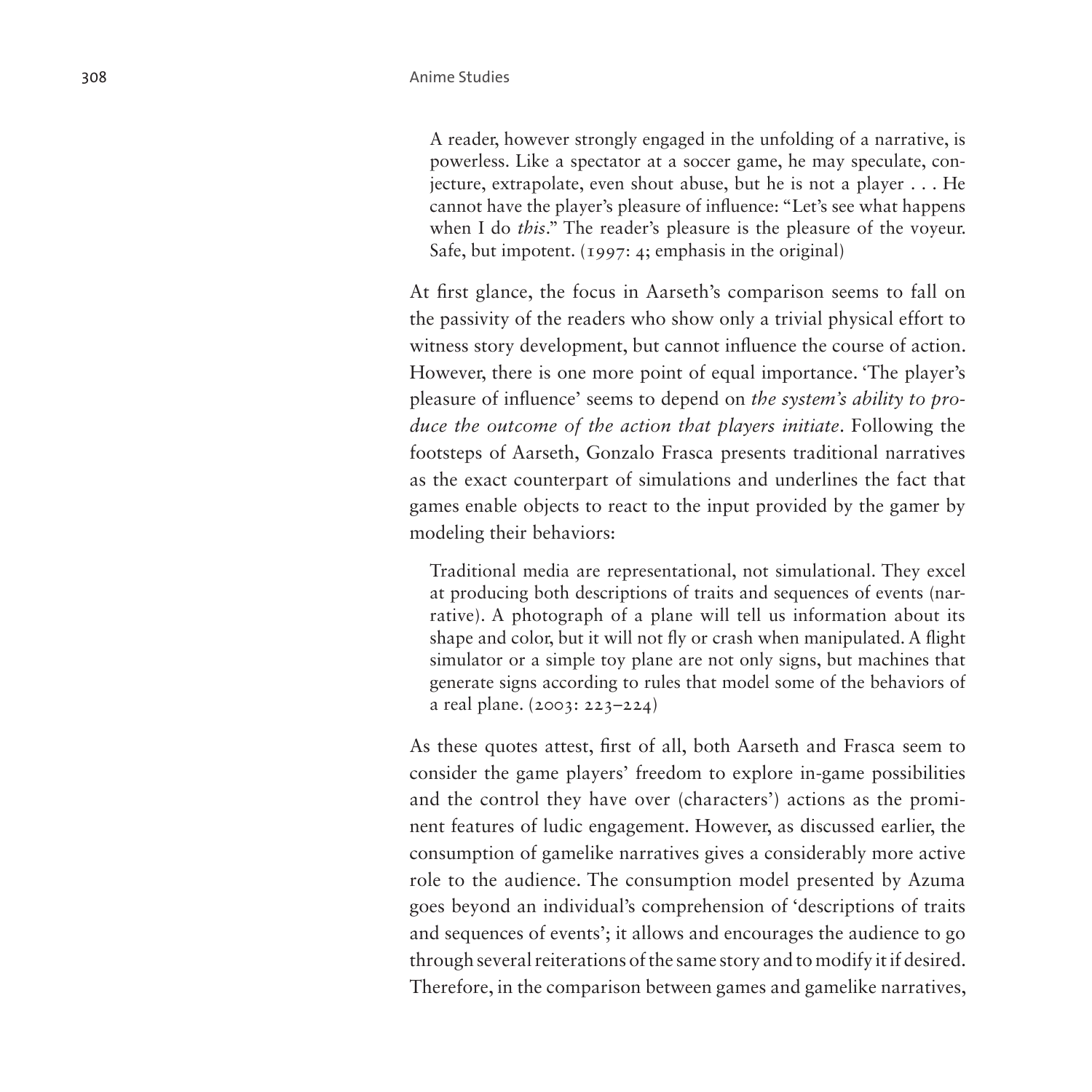> A reader, however strongly engaged in the unfolding of a narrative, is powerless. Like a spectator at a soccer game, he may speculate, conjecture, extrapolate, even shout abuse, but he is not a player . . . He cannot have the player's pleasure of influence: "Let's see what happens when I do *this*." The reader's pleasure is the pleasure of the voyeur. Safe, but impotent. (1997: 4; emphasis in the original)

At first glance, the focus in Aarseth's comparison seems to fall on the passivity of the readers who show only a trivial physical effort to witness story development, but cannot influence the course of action. However, there is one more point of equal importance. 'The player's pleasure of influence' seems to depend on *the system's ability to produce the outcome of the action that players initiate*. Following the footsteps of Aarseth, Gonzalo Frasca presents traditional narratives as the exact counterpart of simulations and underlines the fact that games enable objects to react to the input provided by the gamer by modeling their behaviors:

> Traditional media are representational, not simulational. They excel at producing both descriptions of traits and sequences of events (narrative). A photograph of a plane will tell us information about its shape and color, but it will not fly or crash when manipulated. A flight simulator or a simple toy plane are not only signs, but machines that generate signs according to rules that model some of the behaviors of a real plane. (2003: 223–224)

As these quotes attest, first of all, both Aarseth and Frasca seem to consider the game players' freedom to explore in-game possibilities and the control they have over (characters') actions as the prominent features of ludic engagement. However, as discussed earlier, the consumption of gamelike narratives gives a considerably more active role to the audience. The consumption model presented by Azuma goes beyond an individual's comprehension of 'descriptions of traits and sequences of events'; it allows and encourages the audience to go through several reiterations of the same story and to modify it if desired. Therefore, in the comparison between games and gamelike narratives,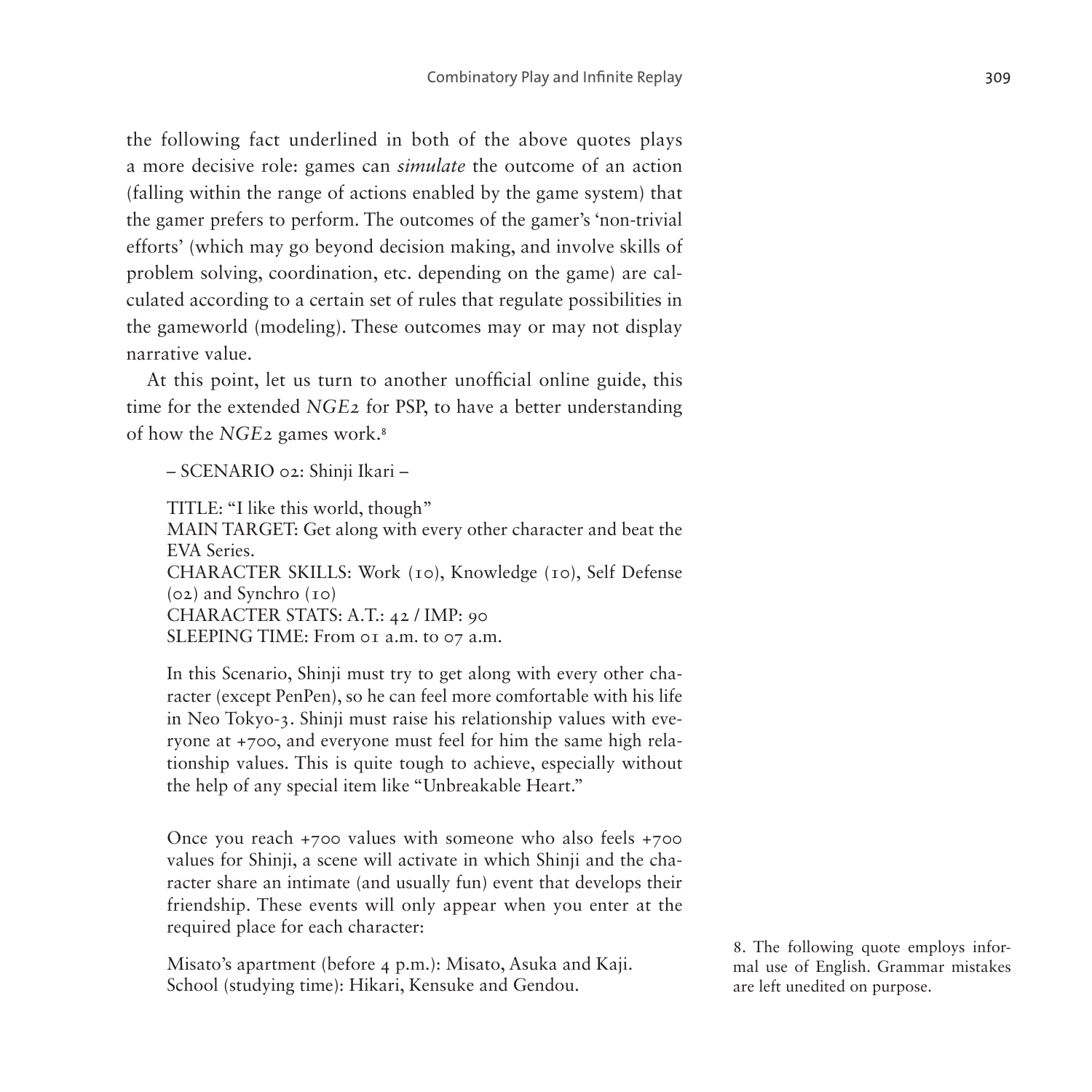the following fact underlined in both of the above quotes plays a more decisive role: games can *simulate* the outcome of an action (falling within the range of actions enabled by the game system) that the gamer prefers to perform. The outcomes of the gamer's 'non-trivial efforts' (which may go beyond decision making, and involve skills of problem solving, coordination, etc. depending on the game) are calculated according to a certain set of rules that regulate possibilities in the gameworld (modeling). These outcomes may or may not display narrative value.

At this point, let us turn to another unofficial online guide, this time for the extended *NGE2* for PSP, to have a better understanding of how the *NGE2* games work.[8]

> – SCENARIO 02: Shinji Ikari –
>
> TITLE: "I like this world, though"
> MAIN TARGET: Get along with every other character and beat the EVA Series.
> CHARACTER SKILLS: Work (10), Knowledge (10), Self Defense (02) and Synchro (10)
> CHARACTER STATS: A.T.: 42 / IMP: 90
> SLEEPING TIME: From 01 a.m. to 07 a.m.
>
> In this Scenario, Shinji must try to get along with every other character (except PenPen), so he can feel more comfortable with his life in Neo Tokyo-3. Shinji must raise his relationship values with everyone at +700, and everyone must feel for him the same high relationship values. This is quite tough to achieve, especially without the help of any special item like "Unbreakable Heart."
>
> Once you reach +700 values with someone who also feels +700 values for Shinji, a scene will activate in which Shinji and the character share an intimate (and usually fun) event that develops their friendship. These events will only appear when you enter at the required place for each character:
>
> Misato's apartment (before 4 p.m.): Misato, Asuka and Kaji.
> School (studying time): Hikari, Kensuke and Gendou.

8. The following quote employs informal use of English. Grammar mistakes are left unedited on purpose.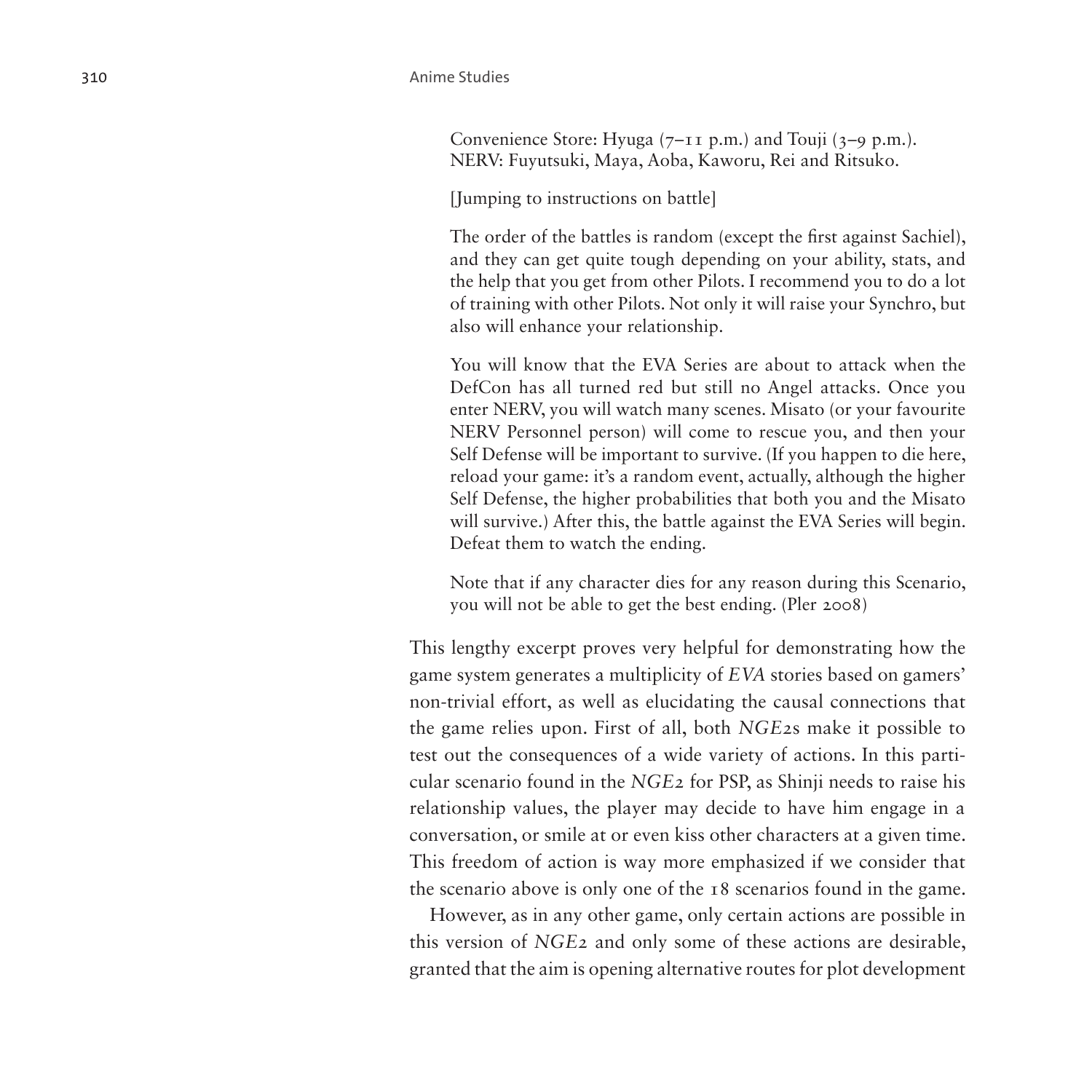> Convenience Store: Hyuga (7–11 p.m.) and Touji (3–9 p.m.).
> NERV: Fuyutsuki, Maya, Aoba, Kaworu, Rei and Ritsuko.
>
> [Jumping to instructions on battle]
>
> The order of the battles is random (except the first against Sachiel), and they can get quite tough depending on your ability, stats, and the help that you get from other Pilots. I recommend you to do a lot of training with other Pilots. Not only it will raise your Synchro, but also will enhance your relationship.
>
> You will know that the EVA Series are about to attack when the DefCon has all turned red but still no Angel attacks. Once you enter NERV, you will watch many scenes. Misato (or your favourite NERV Personnel person) will come to rescue you, and then your Self Defense will be important to survive. (If you happen to die here, reload your game: it's a random event, actually, although the higher Self Defense, the higher probabilities that both you and the Misato will survive.) After this, the battle against the EVA Series will begin. Defeat them to watch the ending.
>
> Note that if any character dies for any reason during this Scenario, you will not be able to get the best ending. (Pler 2008)

This lengthy excerpt proves very helpful for demonstrating how the game system generates a multiplicity of *EVA* stories based on gamers' non-trivial effort, as well as elucidating the causal connections that the game relies upon. First of all, both *NGE2*s make it possible to test out the consequences of a wide variety of actions. In this particular scenario found in the *NGE2* for PSP, as Shinji needs to raise his relationship values, the player may decide to have him engage in a conversation, or smile at or even kiss other characters at a given time. This freedom of action is way more emphasized if we consider that the scenario above is only one of the 18 scenarios found in the game.

However, as in any other game, only certain actions are possible in this version of *NGE2* and only some of these actions are desirable, granted that the aim is opening alternative routes for plot development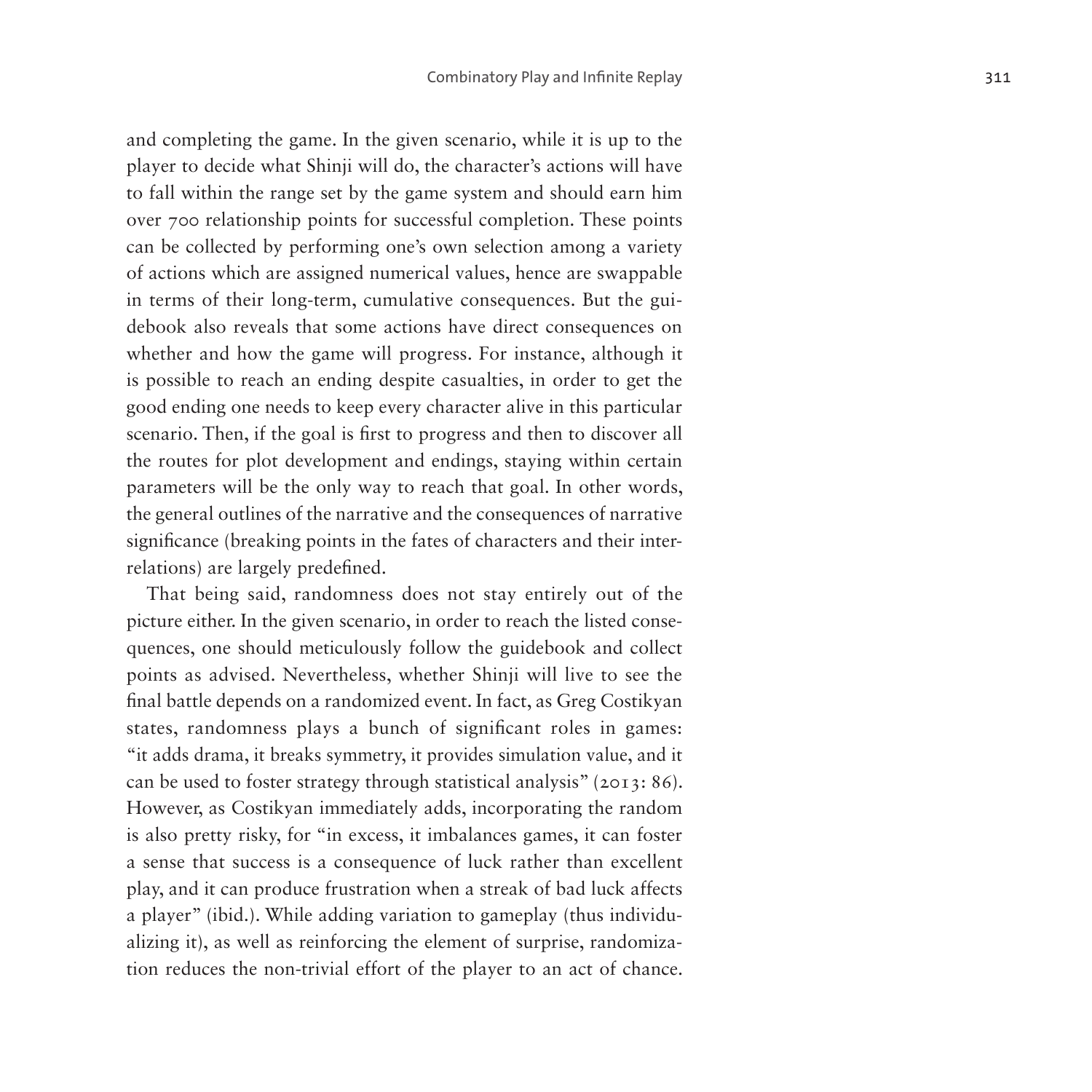and completing the game. In the given scenario, while it is up to the player to decide what Shinji will do, the character's actions will have to fall within the range set by the game system and should earn him over 700 relationship points for successful completion. These points can be collected by performing one's own selection among a variety of actions which are assigned numerical values, hence are swappable in terms of their long-term, cumulative consequences. But the guidebook also reveals that some actions have direct consequences on whether and how the game will progress. For instance, although it is possible to reach an ending despite casualties, in order to get the good ending one needs to keep every character alive in this particular scenario. Then, if the goal is first to progress and then to discover all the routes for plot development and endings, staying within certain parameters will be the only way to reach that goal. In other words, the general outlines of the narrative and the consequences of narrative significance (breaking points in the fates of characters and their interrelations) are largely predefined.

That being said, randomness does not stay entirely out of the picture either. In the given scenario, in order to reach the listed consequences, one should meticulously follow the guidebook and collect points as advised. Nevertheless, whether Shinji will live to see the final battle depends on a randomized event. In fact, as Greg Costikyan states, randomness plays a bunch of significant roles in games: "it adds drama, it breaks symmetry, it provides simulation value, and it can be used to foster strategy through statistical analysis" (2013: 86). However, as Costikyan immediately adds, incorporating the random is also pretty risky, for "in excess, it imbalances games, it can foster a sense that success is a consequence of luck rather than excellent play, and it can produce frustration when a streak of bad luck affects a player" (ibid.). While adding variation to gameplay (thus individualizing it), as well as reinforcing the element of surprise, randomization reduces the non-trivial effort of the player to an act of chance.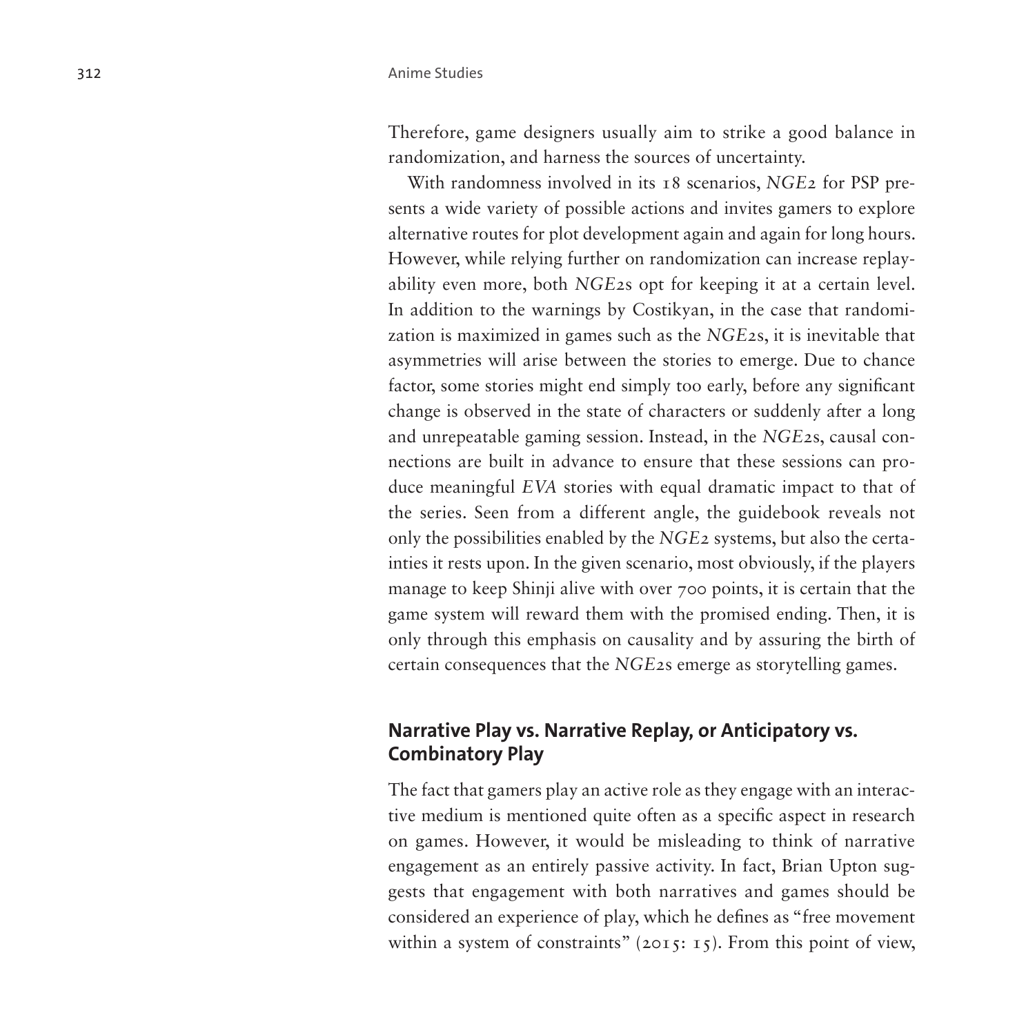Therefore, game designers usually aim to strike a good balance in randomization, and harness the sources of uncertainty.

With randomness involved in its 18 scenarios, *NGE2* for PSP presents a wide variety of possible actions and invites gamers to explore alternative routes for plot development again and again for long hours. However, while relying further on randomization can increase replayability even more, both *NGE2*s opt for keeping it at a certain level. In addition to the warnings by Costikyan, in the case that randomization is maximized in games such as the *NGE2*s, it is inevitable that asymmetries will arise between the stories to emerge. Due to chance factor, some stories might end simply too early, before any significant change is observed in the state of characters or suddenly after a long and unrepeatable gaming session. Instead, in the *NGE2*s, causal connections are built in advance to ensure that these sessions can produce meaningful *EVA* stories with equal dramatic impact to that of the series. Seen from a different angle, the guidebook reveals not only the possibilities enabled by the *NGE2* systems, but also the certainties it rests upon. In the given scenario, most obviously, if the players manage to keep Shinji alive with over 700 points, it is certain that the game system will reward them with the promised ending. Then, it is only through this emphasis on causality and by assuring the birth of certain consequences that the *NGE2*s emerge as storytelling games.

## Narrative Play vs. Narrative Replay, or Anticipatory vs. Combinatory Play

The fact that gamers play an active role as they engage with an interactive medium is mentioned quite often as a specific aspect in research on games. However, it would be misleading to think of narrative engagement as an entirely passive activity. In fact, Brian Upton suggests that engagement with both narratives and games should be considered an experience of play, which he defines as "free movement within a system of constraints" (2015: 15). From this point of view,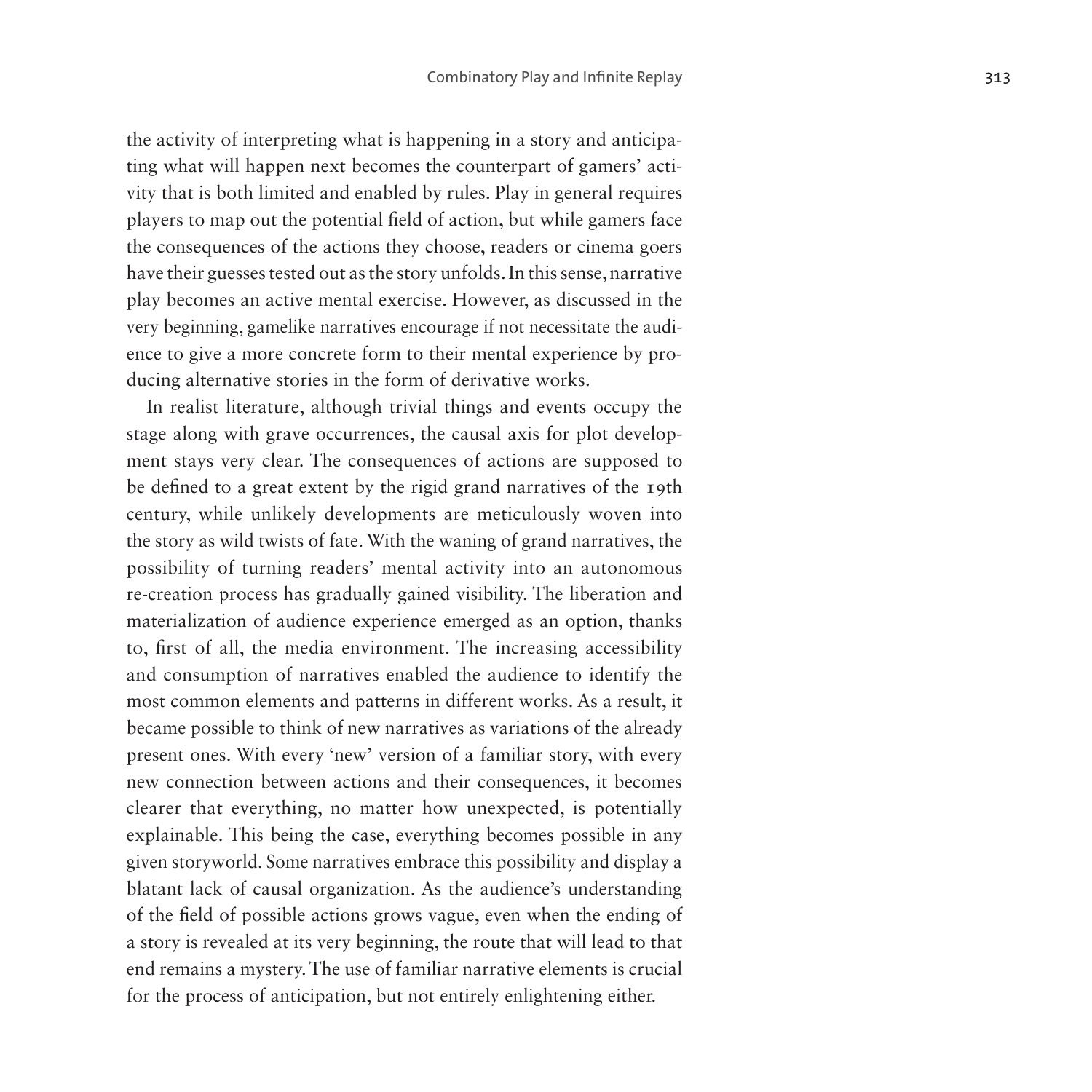the activity of interpreting what is happening in a story and anticipating what will happen next becomes the counterpart of gamers' activity that is both limited and enabled by rules. Play in general requires players to map out the potential field of action, but while gamers face the consequences of the actions they choose, readers or cinema goers have their guesses tested out as the story unfolds. In this sense, narrative play becomes an active mental exercise. However, as discussed in the very beginning, gamelike narratives encourage if not necessitate the audience to give a more concrete form to their mental experience by producing alternative stories in the form of derivative works.

In realist literature, although trivial things and events occupy the stage along with grave occurrences, the causal axis for plot development stays very clear. The consequences of actions are supposed to be defined to a great extent by the rigid grand narratives of the 19th century, while unlikely developments are meticulously woven into the story as wild twists of fate. With the waning of grand narratives, the possibility of turning readers' mental activity into an autonomous re-creation process has gradually gained visibility. The liberation and materialization of audience experience emerged as an option, thanks to, first of all, the media environment. The increasing accessibility and consumption of narratives enabled the audience to identify the most common elements and patterns in different works. As a result, it became possible to think of new narratives as variations of the already present ones. With every 'new' version of a familiar story, with every new connection between actions and their consequences, it becomes clearer that everything, no matter how unexpected, is potentially explainable. This being the case, everything becomes possible in any given storyworld. Some narratives embrace this possibility and display a blatant lack of causal organization. As the audience's understanding of the field of possible actions grows vague, even when the ending of a story is revealed at its very beginning, the route that will lead to that end remains a mystery. The use of familiar narrative elements is crucial for the process of anticipation, but not entirely enlightening either.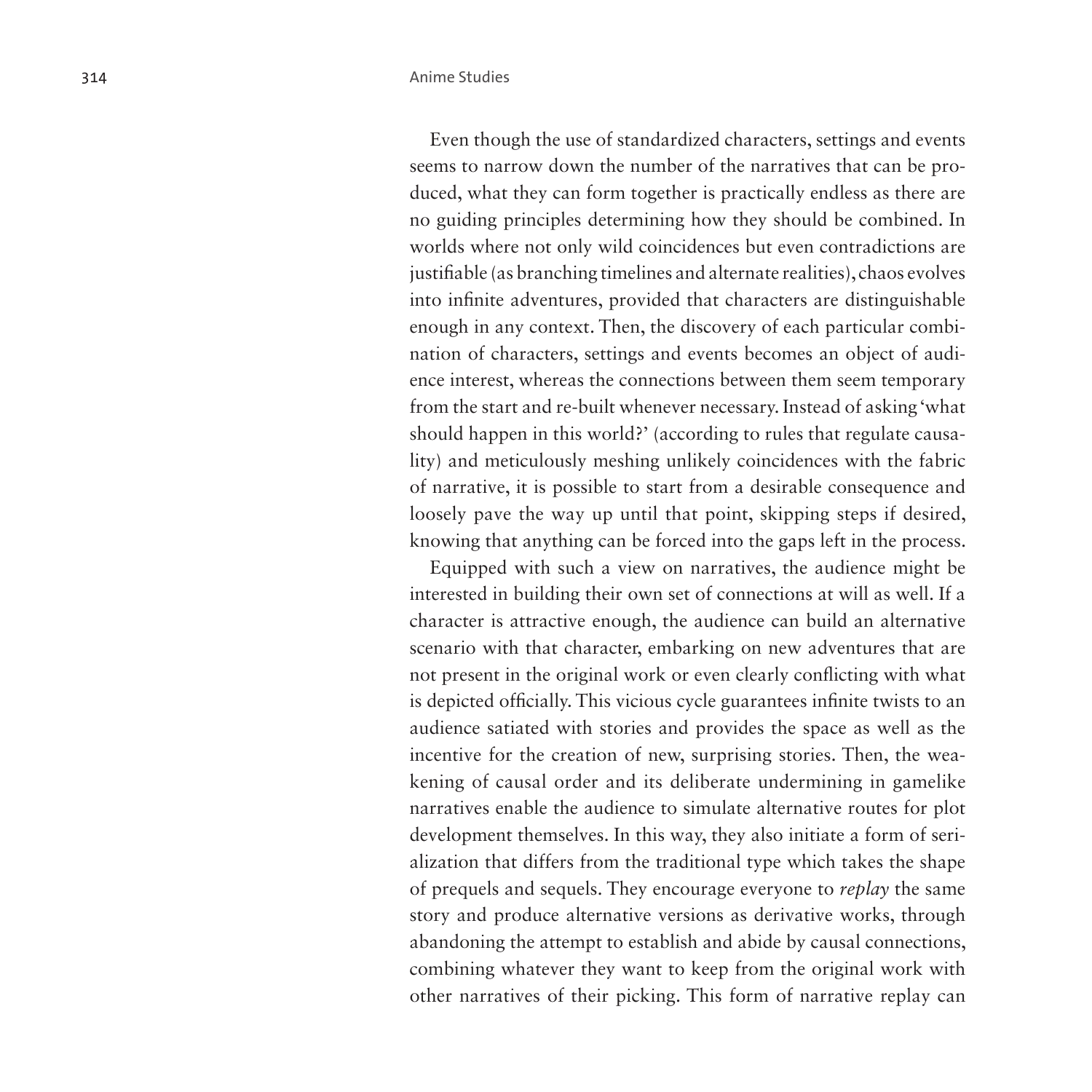Even though the use of standardized characters, settings and events seems to narrow down the number of the narratives that can be produced, what they can form together is practically endless as there are no guiding principles determining how they should be combined. In worlds where not only wild coincidences but even contradictions are justifiable (as branching timelines and alternate realities), chaos evolves into infinite adventures, provided that characters are distinguishable enough in any context. Then, the discovery of each particular combination of characters, settings and events becomes an object of audience interest, whereas the connections between them seem temporary from the start and re-built whenever necessary. Instead of asking 'what should happen in this world?' (according to rules that regulate causality) and meticulously meshing unlikely coincidences with the fabric of narrative, it is possible to start from a desirable consequence and loosely pave the way up until that point, skipping steps if desired, knowing that anything can be forced into the gaps left in the process.

Equipped with such a view on narratives, the audience might be interested in building their own set of connections at will as well. If a character is attractive enough, the audience can build an alternative scenario with that character, embarking on new adventures that are not present in the original work or even clearly conflicting with what is depicted officially. This vicious cycle guarantees infinite twists to an audience satiated with stories and provides the space as well as the incentive for the creation of new, surprising stories. Then, the weakening of causal order and its deliberate undermining in gamelike narratives enable the audience to simulate alternative routes for plot development themselves. In this way, they also initiate a form of serialization that differs from the traditional type which takes the shape of prequels and sequels. They encourage everyone to *replay* the same story and produce alternative versions as derivative works, through abandoning the attempt to establish and abide by causal connections, combining whatever they want to keep from the original work with other narratives of their picking. This form of narrative replay can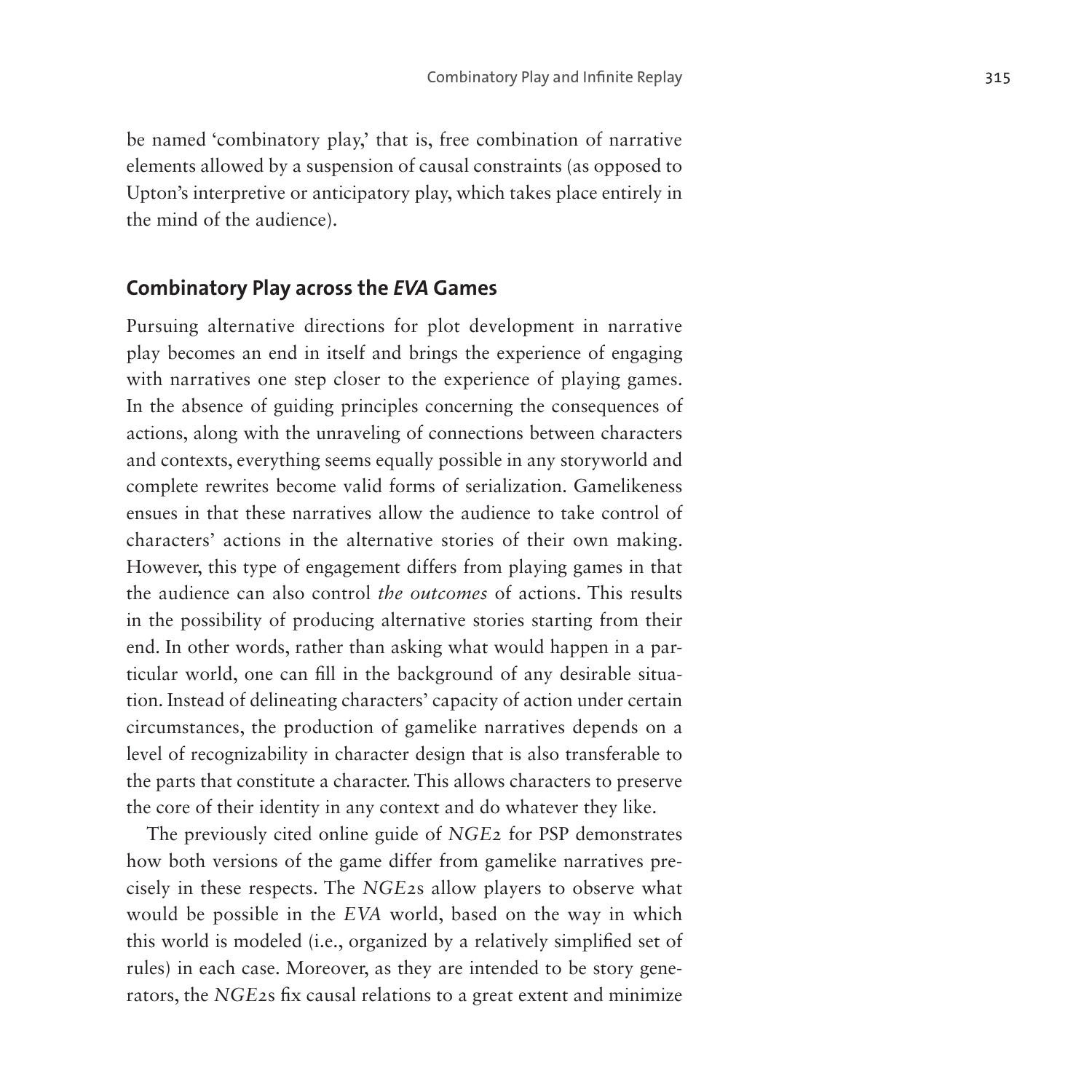be named 'combinatory play,' that is, free combination of narrative elements allowed by a suspension of causal constraints (as opposed to Upton's interpretive or anticipatory play, which takes place entirely in the mind of the audience).

## Combinatory Play across the *EVA* Games

Pursuing alternative directions for plot development in narrative play becomes an end in itself and brings the experience of engaging with narratives one step closer to the experience of playing games. In the absence of guiding principles concerning the consequences of actions, along with the unraveling of connections between characters and contexts, everything seems equally possible in any storyworld and complete rewrites become valid forms of serialization. Gamelikeness ensues in that these narratives allow the audience to take control of characters' actions in the alternative stories of their own making. However, this type of engagement differs from playing games in that the audience can also control *the outcomes* of actions. This results in the possibility of producing alternative stories starting from their end. In other words, rather than asking what would happen in a particular world, one can fill in the background of any desirable situation. Instead of delineating characters' capacity of action under certain circumstances, the production of gamelike narratives depends on a level of recognizability in character design that is also transferable to the parts that constitute a character. This allows characters to preserve the core of their identity in any context and do whatever they like.

The previously cited online guide of *NGE2* for PSP demonstrates how both versions of the game differ from gamelike narratives precisely in these respects. The *NGE2*s allow players to observe what would be possible in the *EVA* world, based on the way in which this world is modeled (i.e., organized by a relatively simplified set of rules) in each case. Moreover, as they are intended to be story generators, the *NGE2*s fix causal relations to a great extent and minimize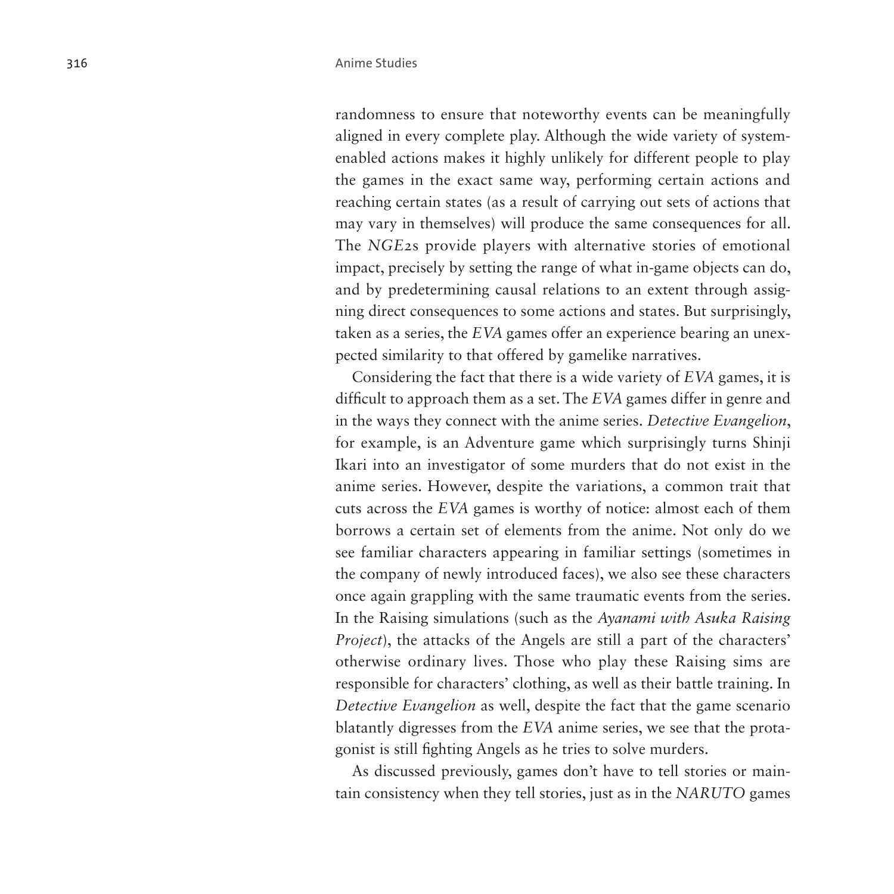randomness to ensure that noteworthy events can be meaningfully aligned in every complete play. Although the wide variety of system-enabled actions makes it highly unlikely for different people to play the games in the exact same way, performing certain actions and reaching certain states (as a result of carrying out sets of actions that may vary in themselves) will produce the same consequences for all. The *NGE2*s provide players with alternative stories of emotional impact, precisely by setting the range of what in-game objects can do, and by predetermining causal relations to an extent through assigning direct consequences to some actions and states. But surprisingly, taken as a series, the *EVA* games offer an experience bearing an unexpected similarity to that offered by gamelike narratives.

Considering the fact that there is a wide variety of *EVA* games, it is difficult to approach them as a set. The *EVA* games differ in genre and in the ways they connect with the anime series. *Detective Evangelion*, for example, is an Adventure game which surprisingly turns Shinji Ikari into an investigator of some murders that do not exist in the anime series. However, despite the variations, a common trait that cuts across the *EVA* games is worthy of notice: almost each of them borrows a certain set of elements from the anime. Not only do we see familiar characters appearing in familiar settings (sometimes in the company of newly introduced faces), we also see these characters once again grappling with the same traumatic events from the series. In the Raising simulations (such as the *Ayanami with Asuka Raising Project*), the attacks of the Angels are still a part of the characters' otherwise ordinary lives. Those who play these Raising sims are responsible for characters' clothing, as well as their battle training. In *Detective Evangelion* as well, despite the fact that the game scenario blatantly digresses from the *EVA* anime series, we see that the protagonist is still fighting Angels as he tries to solve murders.

As discussed previously, games don't have to tell stories or maintain consistency when they tell stories, just as in the *NARUTO* games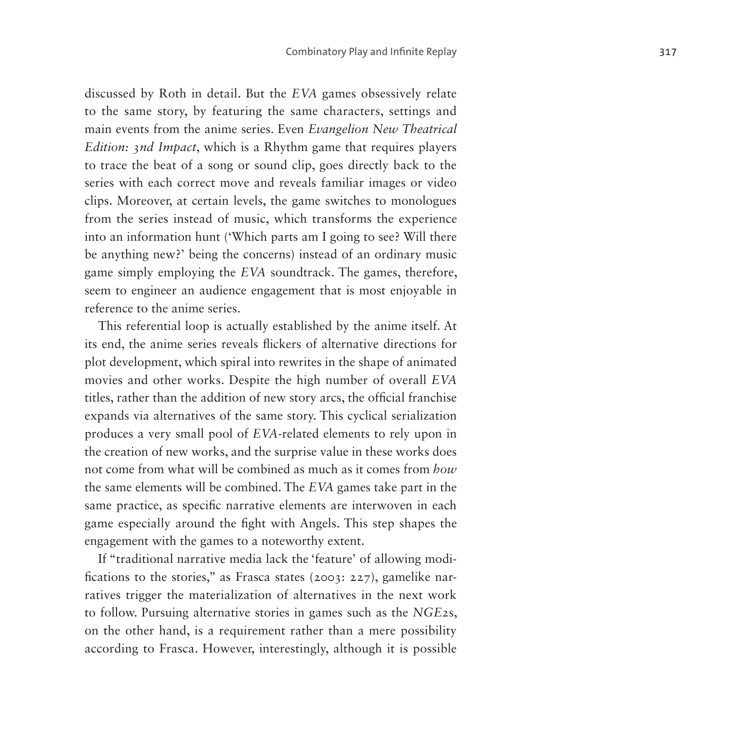discussed by Roth in detail. But the *EVA* games obsessively relate to the same story, by featuring the same characters, settings and main events from the anime series. Even *Evangelion New Theatrical Edition: 3nd Impact*, which is a Rhythm game that requires players to trace the beat of a song or sound clip, goes directly back to the series with each correct move and reveals familiar images or video clips. Moreover, at certain levels, the game switches to monologues from the series instead of music, which transforms the experience into an information hunt ('Which parts am I going to see? Will there be anything new?' being the concerns) instead of an ordinary music game simply employing the *EVA* soundtrack. The games, therefore, seem to engineer an audience engagement that is most enjoyable in reference to the anime series.

This referential loop is actually established by the anime itself. At its end, the anime series reveals flickers of alternative directions for plot development, which spiral into rewrites in the shape of animated movies and other works. Despite the high number of overall *EVA* titles, rather than the addition of new story arcs, the official franchise expands via alternatives of the same story. This cyclical serialization produces a very small pool of *EVA*-related elements to rely upon in the creation of new works, and the surprise value in these works does not come from what will be combined as much as it comes from *how* the same elements will be combined. The *EVA* games take part in the same practice, as specific narrative elements are interwoven in each game especially around the fight with Angels. This step shapes the engagement with the games to a noteworthy extent.

If "traditional narrative media lack the 'feature' of allowing modifications to the stories," as Frasca states (2003: 227), gamelike narratives trigger the materialization of alternatives in the next work to follow. Pursuing alternative stories in games such as the *NGE2*s, on the other hand, is a requirement rather than a mere possibility according to Frasca. However, interestingly, although it is possible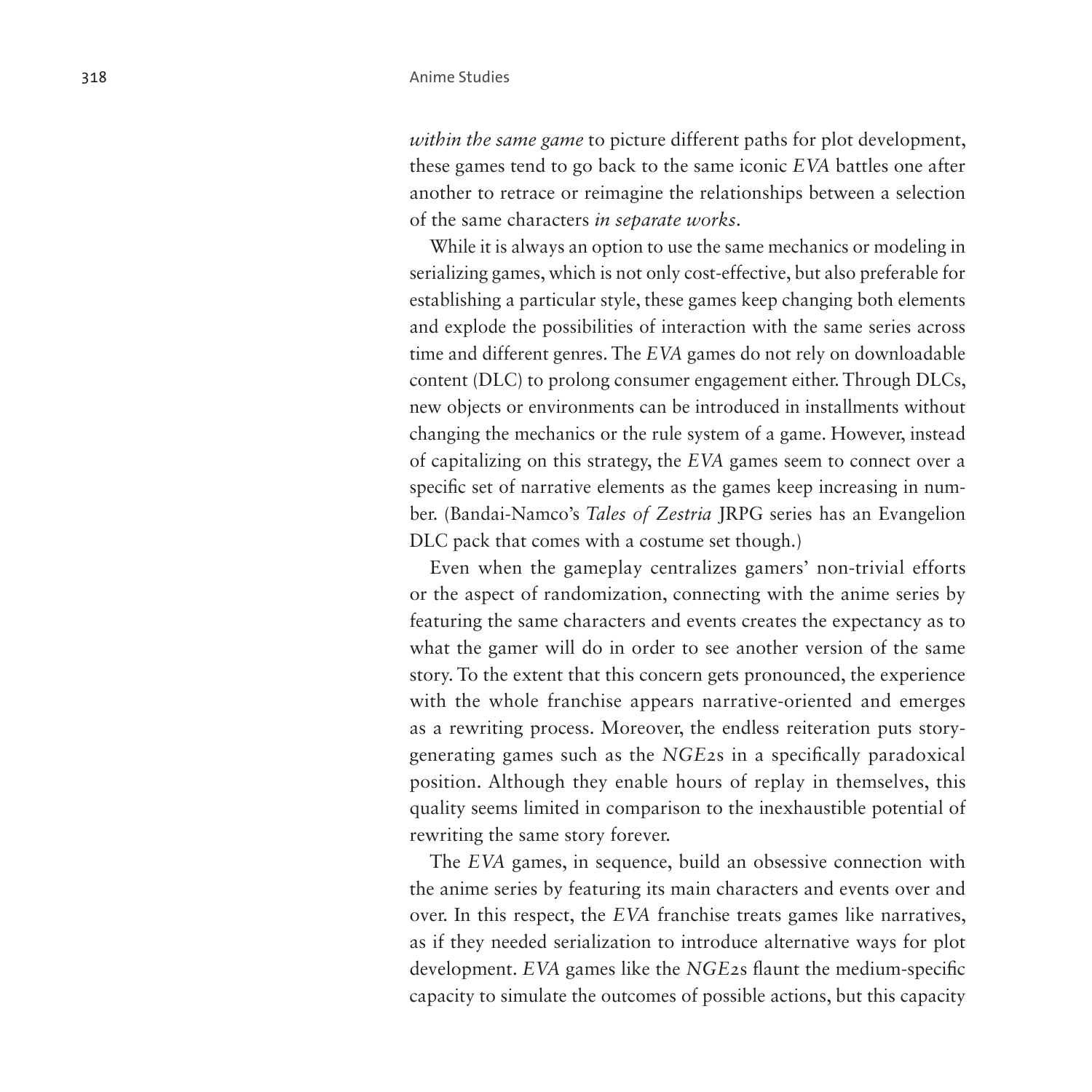*within the same game* to picture different paths for plot development, these games tend to go back to the same iconic *EVA* battles one after another to retrace or reimagine the relationships between a selection of the same characters *in separate works*.

While it is always an option to use the same mechanics or modeling in serializing games, which is not only cost-effective, but also preferable for establishing a particular style, these games keep changing both elements and explode the possibilities of interaction with the same series across time and different genres. The *EVA* games do not rely on downloadable content (DLC) to prolong consumer engagement either. Through DLCs, new objects or environments can be introduced in installments without changing the mechanics or the rule system of a game. However, instead of capitalizing on this strategy, the *EVA* games seem to connect over a specific set of narrative elements as the games keep increasing in number. (Bandai-Namco's *Tales of Zestria* JRPG series has an Evangelion DLC pack that comes with a costume set though.)

Even when the gameplay centralizes gamers' non-trivial efforts or the aspect of randomization, connecting with the anime series by featuring the same characters and events creates the expectancy as to what the gamer will do in order to see another version of the same story. To the extent that this concern gets pronounced, the experience with the whole franchise appears narrative-oriented and emerges as a rewriting process. Moreover, the endless reiteration puts story-generating games such as the *NGE2*s in a specifically paradoxical position. Although they enable hours of replay in themselves, this quality seems limited in comparison to the inexhaustible potential of rewriting the same story forever.

The *EVA* games, in sequence, build an obsessive connection with the anime series by featuring its main characters and events over and over. In this respect, the *EVA* franchise treats games like narratives, as if they needed serialization to introduce alternative ways for plot development. *EVA* games like the *NGE2*s flaunt the medium-specific capacity to simulate the outcomes of possible actions, but this capacity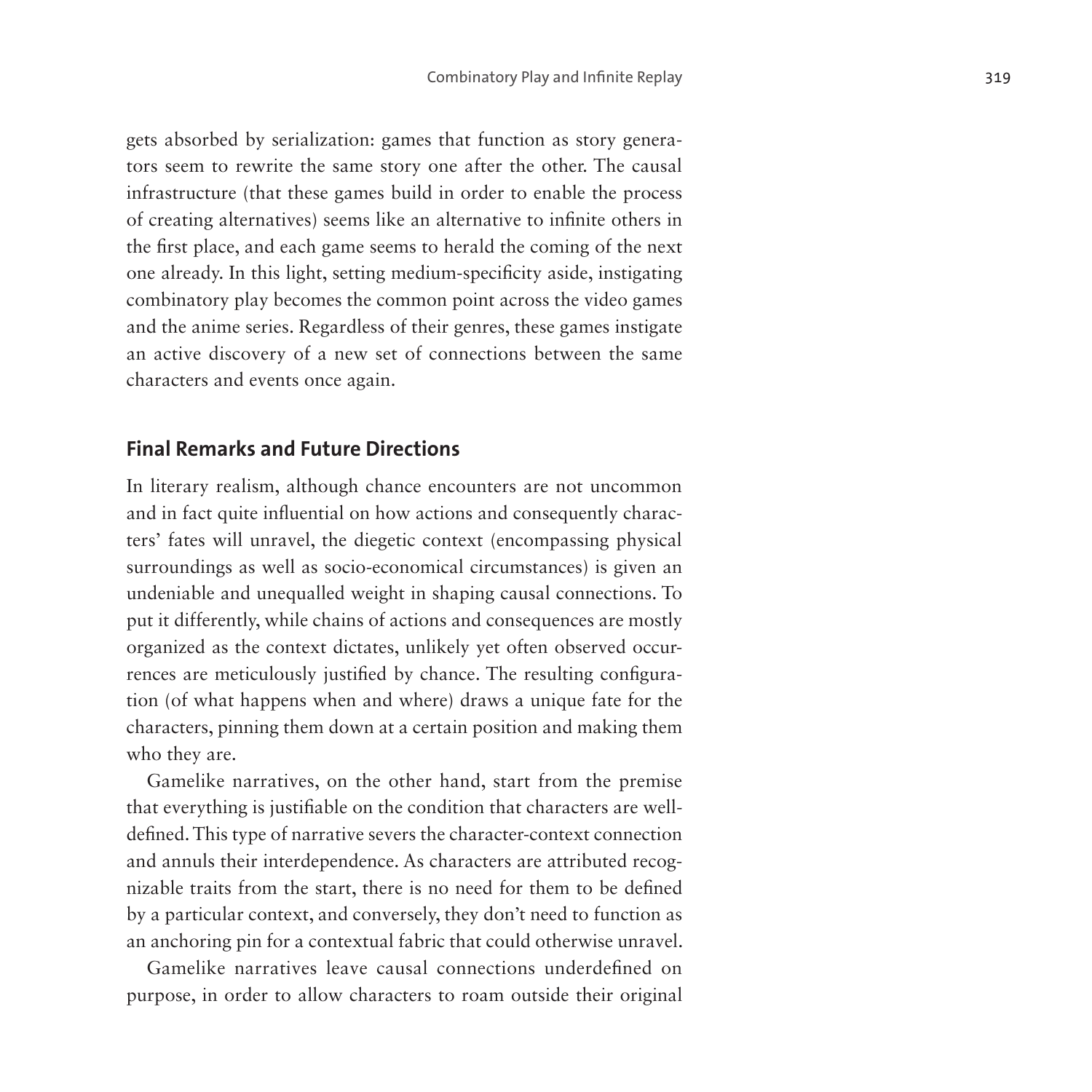gets absorbed by serialization: games that function as story generators seem to rewrite the same story one after the other. The causal infrastructure (that these games build in order to enable the process of creating alternatives) seems like an alternative to infinite others in the first place, and each game seems to herald the coming of the next one already. In this light, setting medium-specificity aside, instigating combinatory play becomes the common point across the video games and the anime series. Regardless of their genres, these games instigate an active discovery of a new set of connections between the same characters and events once again.

## Final Remarks and Future Directions

In literary realism, although chance encounters are not uncommon and in fact quite influential on how actions and consequently characters' fates will unravel, the diegetic context (encompassing physical surroundings as well as socio-economical circumstances) is given an undeniable and unequalled weight in shaping causal connections. To put it differently, while chains of actions and consequences are mostly organized as the context dictates, unlikely yet often observed occurrences are meticulously justified by chance. The resulting configuration (of what happens when and where) draws a unique fate for the characters, pinning them down at a certain position and making them who they are.

Gamelike narratives, on the other hand, start from the premise that everything is justifiable on the condition that characters are well-defined. This type of narrative severs the character-context connection and annuls their interdependence. As characters are attributed recognizable traits from the start, there is no need for them to be defined by a particular context, and conversely, they don't need to function as an anchoring pin for a contextual fabric that could otherwise unravel.

Gamelike narratives leave causal connections underdefined on purpose, in order to allow characters to roam outside their original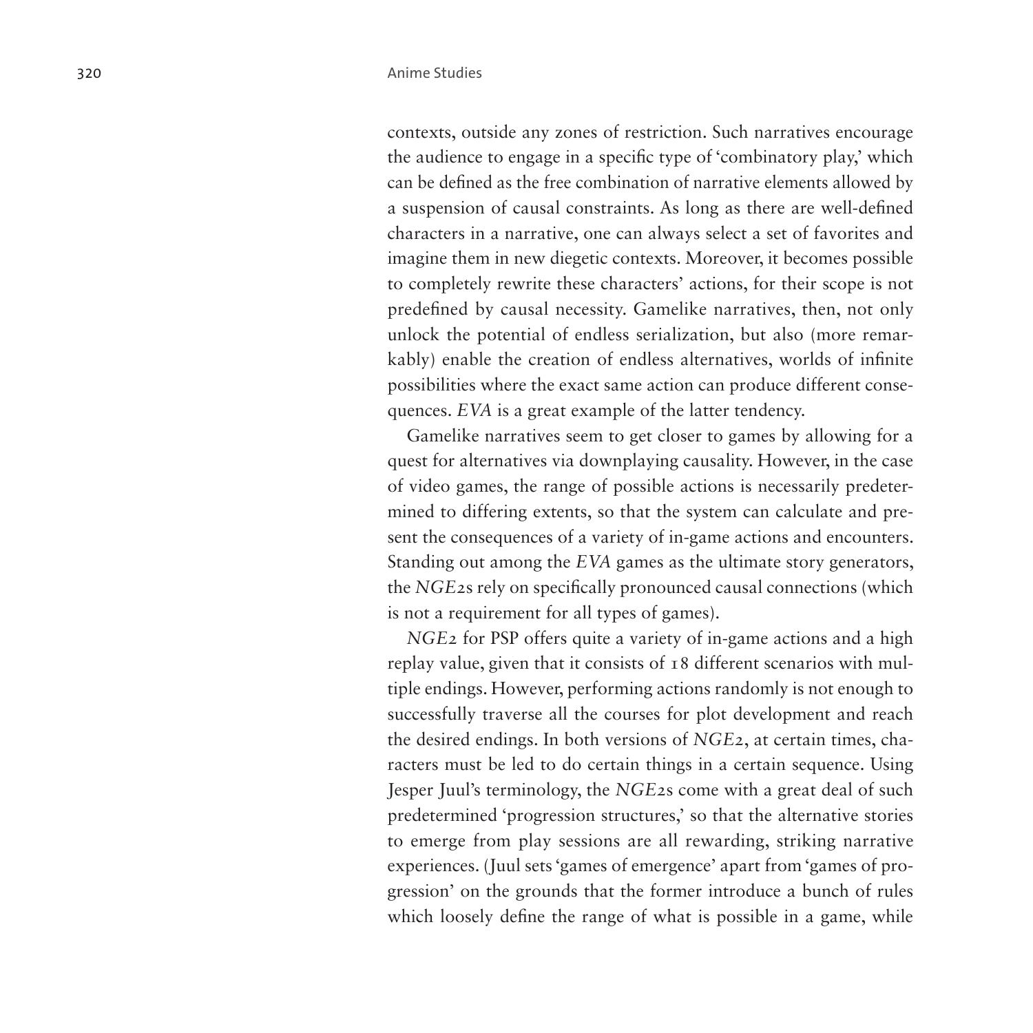contexts, outside any zones of restriction. Such narratives encourage the audience to engage in a specific type of 'combinatory play,' which can be defined as the free combination of narrative elements allowed by a suspension of causal constraints. As long as there are well-defined characters in a narrative, one can always select a set of favorites and imagine them in new diegetic contexts. Moreover, it becomes possible to completely rewrite these characters' actions, for their scope is not predefined by causal necessity. Gamelike narratives, then, not only unlock the potential of endless serialization, but also (more remarkably) enable the creation of endless alternatives, worlds of infinite possibilities where the exact same action can produce different consequences. *EVA* is a great example of the latter tendency.

Gamelike narratives seem to get closer to games by allowing for a quest for alternatives via downplaying causality. However, in the case of video games, the range of possible actions is necessarily predetermined to differing extents, so that the system can calculate and present the consequences of a variety of in-game actions and encounters. Standing out among the *EVA* games as the ultimate story generators, the *NGE2*s rely on specifically pronounced causal connections (which is not a requirement for all types of games).

*NGE2* for PSP offers quite a variety of in-game actions and a high replay value, given that it consists of 18 different scenarios with multiple endings. However, performing actions randomly is not enough to successfully traverse all the courses for plot development and reach the desired endings. In both versions of *NGE2*, at certain times, characters must be led to do certain things in a certain sequence. Using Jesper Juul's terminology, the *NGE2*s come with a great deal of such predetermined 'progression structures,' so that the alternative stories to emerge from play sessions are all rewarding, striking narrative experiences. (Juul sets 'games of emergence' apart from 'games of progression' on the grounds that the former introduce a bunch of rules which loosely define the range of what is possible in a game, while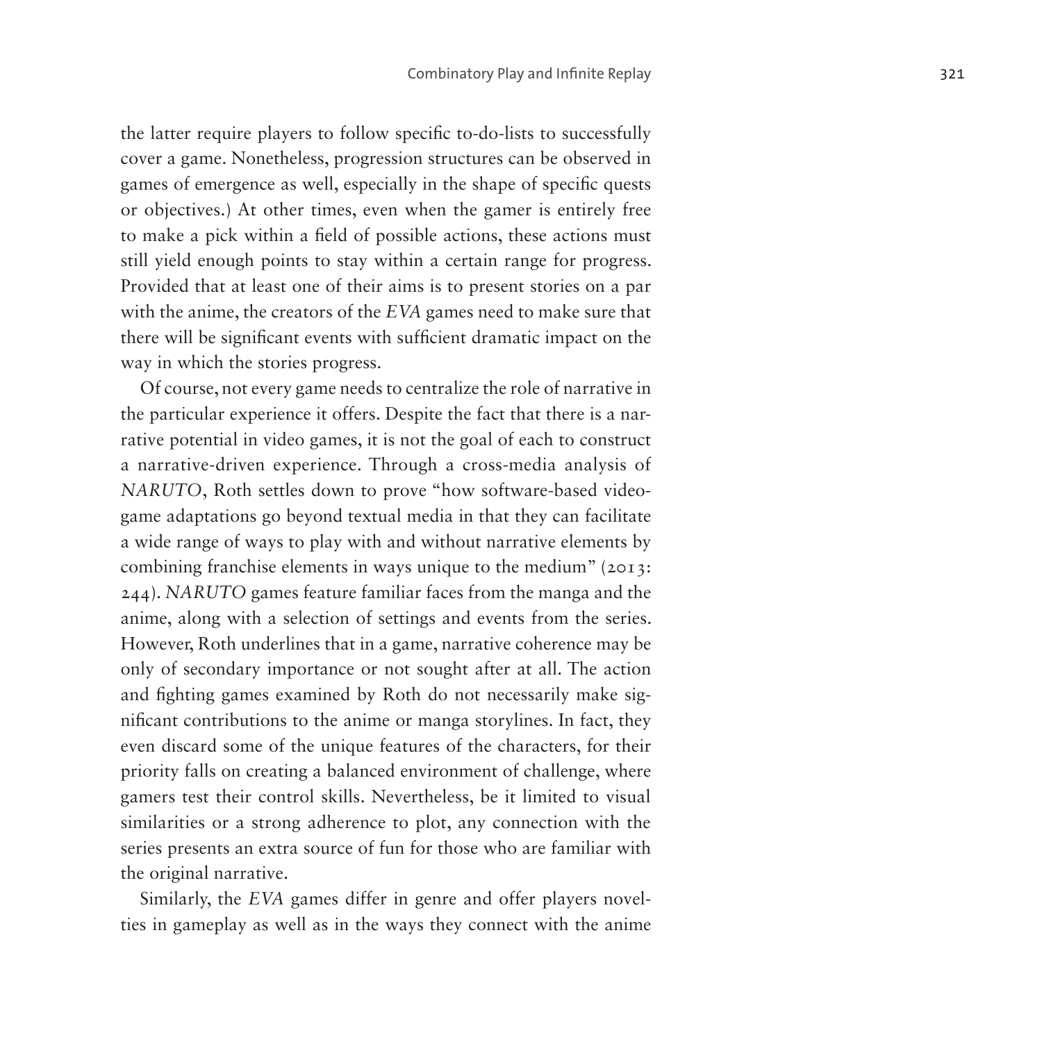the latter require players to follow specific to-do-lists to successfully cover a game. Nonetheless, progression structures can be observed in games of emergence as well, especially in the shape of specific quests or objectives.) At other times, even when the gamer is entirely free to make a pick within a field of possible actions, these actions must still yield enough points to stay within a certain range for progress. Provided that at least one of their aims is to present stories on a par with the anime, the creators of the *EVA* games need to make sure that there will be significant events with sufficient dramatic impact on the way in which the stories progress.

Of course, not every game needs to centralize the role of narrative in the particular experience it offers. Despite the fact that there is a narrative potential in video games, it is not the goal of each to construct a narrative-driven experience. Through a cross-media analysis of *NARUTO*, Roth settles down to prove "how software-based videogame adaptations go beyond textual media in that they can facilitate a wide range of ways to play with and without narrative elements by combining franchise elements in ways unique to the medium" (2013: 244). *NARUTO* games feature familiar faces from the manga and the anime, along with a selection of settings and events from the series. However, Roth underlines that in a game, narrative coherence may be only of secondary importance or not sought after at all. The action and fighting games examined by Roth do not necessarily make significant contributions to the anime or manga storylines. In fact, they even discard some of the unique features of the characters, for their priority falls on creating a balanced environment of challenge, where gamers test their control skills. Nevertheless, be it limited to visual similarities or a strong adherence to plot, any connection with the series presents an extra source of fun for those who are familiar with the original narrative.

Similarly, the *EVA* games differ in genre and offer players novelties in gameplay as well as in the ways they connect with the anime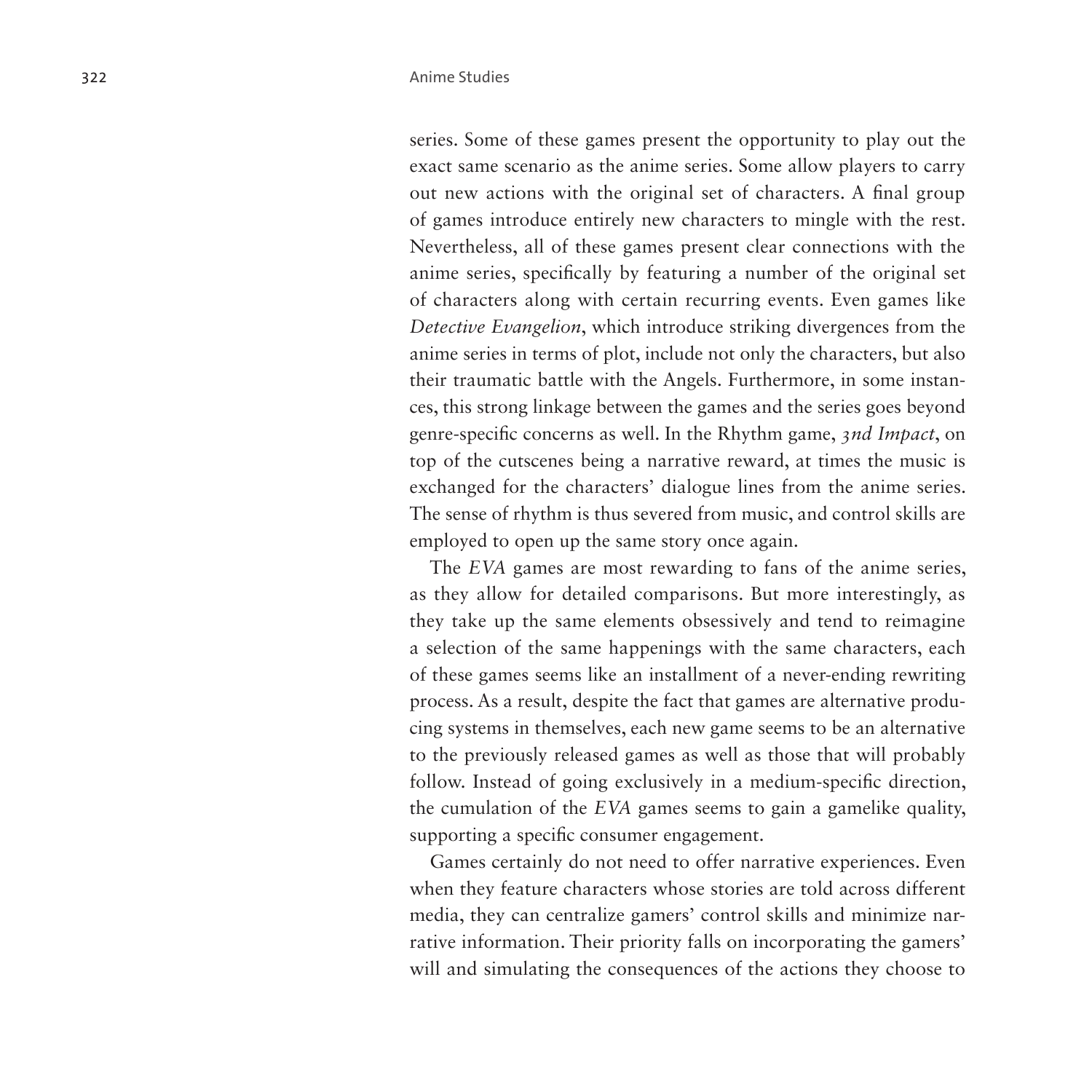series. Some of these games present the opportunity to play out the exact same scenario as the anime series. Some allow players to carry out new actions with the original set of characters. A final group of games introduce entirely new characters to mingle with the rest. Nevertheless, all of these games present clear connections with the anime series, specifically by featuring a number of the original set of characters along with certain recurring events. Even games like *Detective Evangelion*, which introduce striking divergences from the anime series in terms of plot, include not only the characters, but also their traumatic battle with the Angels. Furthermore, in some instances, this strong linkage between the games and the series goes beyond genre-specific concerns as well. In the Rhythm game, *3nd Impact*, on top of the cutscenes being a narrative reward, at times the music is exchanged for the characters' dialogue lines from the anime series. The sense of rhythm is thus severed from music, and control skills are employed to open up the same story once again.

The *EVA* games are most rewarding to fans of the anime series, as they allow for detailed comparisons. But more interestingly, as they take up the same elements obsessively and tend to reimagine a selection of the same happenings with the same characters, each of these games seems like an installment of a never-ending rewriting process. As a result, despite the fact that games are alternative producing systems in themselves, each new game seems to be an alternative to the previously released games as well as those that will probably follow. Instead of going exclusively in a medium-specific direction, the cumulation of the *EVA* games seems to gain a gamelike quality, supporting a specific consumer engagement.

Games certainly do not need to offer narrative experiences. Even when they feature characters whose stories are told across different media, they can centralize gamers' control skills and minimize narrative information. Their priority falls on incorporating the gamers' will and simulating the consequences of the actions they choose to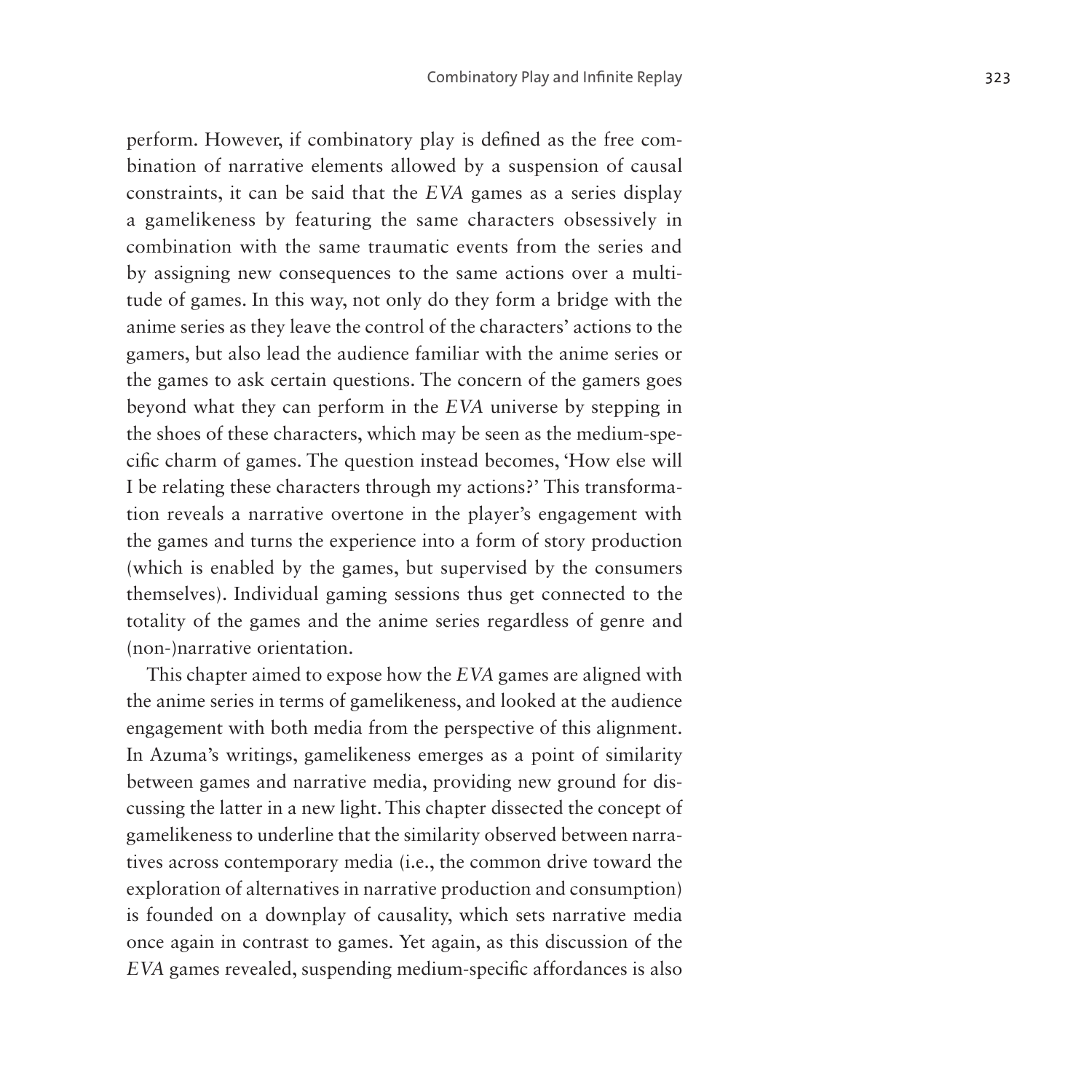perform. However, if combinatory play is defined as the free combination of narrative elements allowed by a suspension of causal constraints, it can be said that the *EVA* games as a series display a gamelikeness by featuring the same characters obsessively in combination with the same traumatic events from the series and by assigning new consequences to the same actions over a multitude of games. In this way, not only do they form a bridge with the anime series as they leave the control of the characters' actions to the gamers, but also lead the audience familiar with the anime series or the games to ask certain questions. The concern of the gamers goes beyond what they can perform in the *EVA* universe by stepping in the shoes of these characters, which may be seen as the medium-specific charm of games. The question instead becomes, 'How else will I be relating these characters through my actions?' This transformation reveals a narrative overtone in the player's engagement with the games and turns the experience into a form of story production (which is enabled by the games, but supervised by the consumers themselves). Individual gaming sessions thus get connected to the totality of the games and the anime series regardless of genre and (non-)narrative orientation.

This chapter aimed to expose how the *EVA* games are aligned with the anime series in terms of gamelikeness, and looked at the audience engagement with both media from the perspective of this alignment. In Azuma's writings, gamelikeness emerges as a point of similarity between games and narrative media, providing new ground for discussing the latter in a new light. This chapter dissected the concept of gamelikeness to underline that the similarity observed between narratives across contemporary media (i.e., the common drive toward the exploration of alternatives in narrative production and consumption) is founded on a downplay of causality, which sets narrative media once again in contrast to games. Yet again, as this discussion of the *EVA* games revealed, suspending medium-specific affordances is also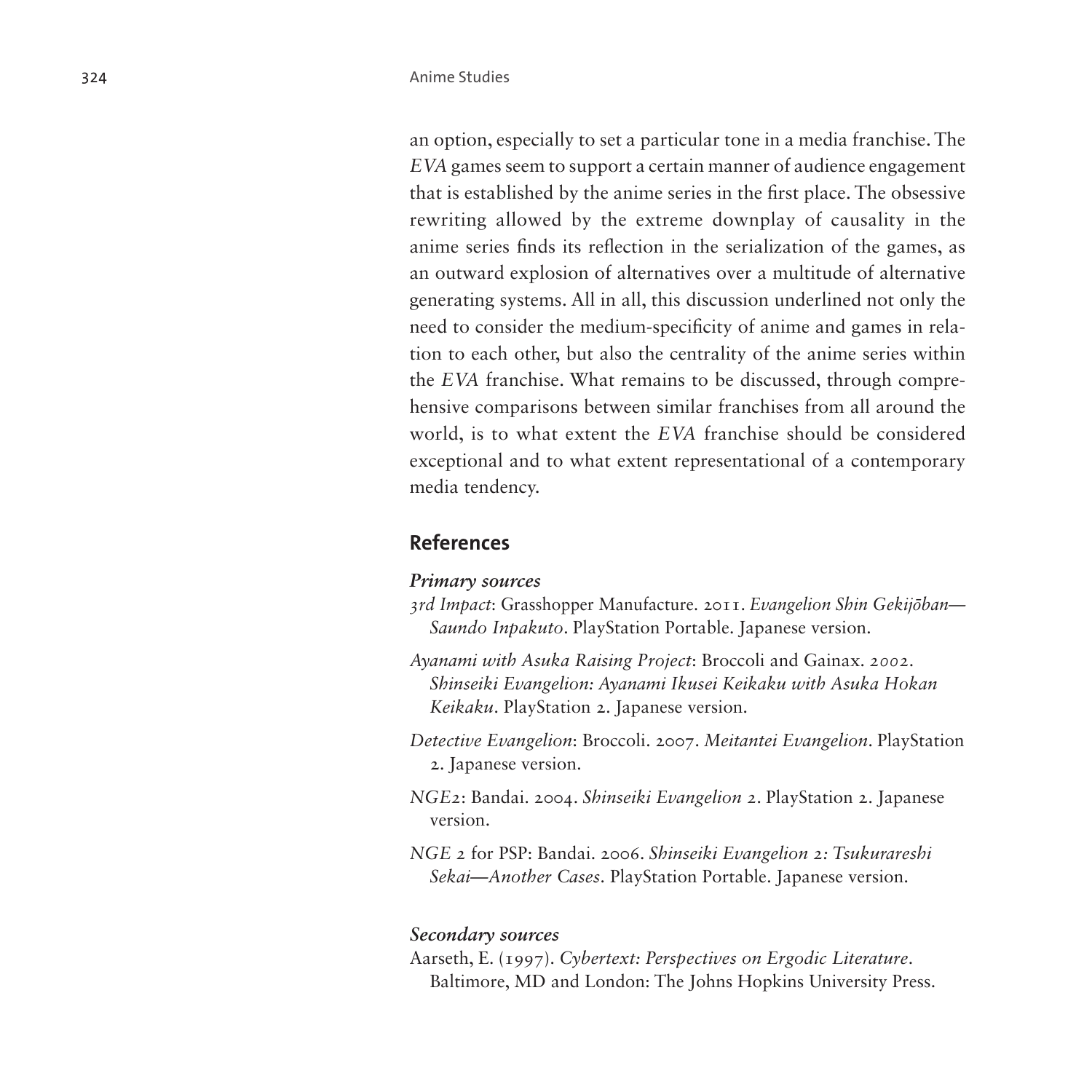an option, especially to set a particular tone in a media franchise. The *EVA* games seem to support a certain manner of audience engagement that is established by the anime series in the first place. The obsessive rewriting allowed by the extreme downplay of causality in the anime series finds its reflection in the serialization of the games, as an outward explosion of alternatives over a multitude of alternative generating systems. All in all, this discussion underlined not only the need to consider the medium-specificity of anime and games in relation to each other, but also the centrality of the anime series within the *EVA* franchise. What remains to be discussed, through comprehensive comparisons between similar franchises from all around the world, is to what extent the *EVA* franchise should be considered exceptional and to what extent representational of a contemporary media tendency.

## References

### *Primary sources*

*3rd Impact*: Grasshopper Manufacture. 2011. *Evangelion Shin Gekijōban—Saundo Inpakuto*. PlayStation Portable. Japanese version.

*Ayanami with Asuka Raising Project*: Broccoli and Gainax. 2002. *Shinseiki Evangelion: Ayanami Ikusei Keikaku with Asuka Hokan Keikaku*. PlayStation 2. Japanese version.

*Detective Evangelion*: Broccoli. 2007. *Meitantei Evangelion*. PlayStation 2. Japanese version.

*NGE2*: Bandai. 2004. *Shinseiki Evangelion 2*. PlayStation 2. Japanese version.

*NGE 2* for PSP: Bandai. 2006. *Shinseiki Evangelion 2: Tsukurareshi Sekai—Another Cases*. PlayStation Portable. Japanese version.

### *Secondary sources*

Aarseth, E. (1997). *Cybertext: Perspectives on Ergodic Literature*. Baltimore, MD and London: The Johns Hopkins University Press.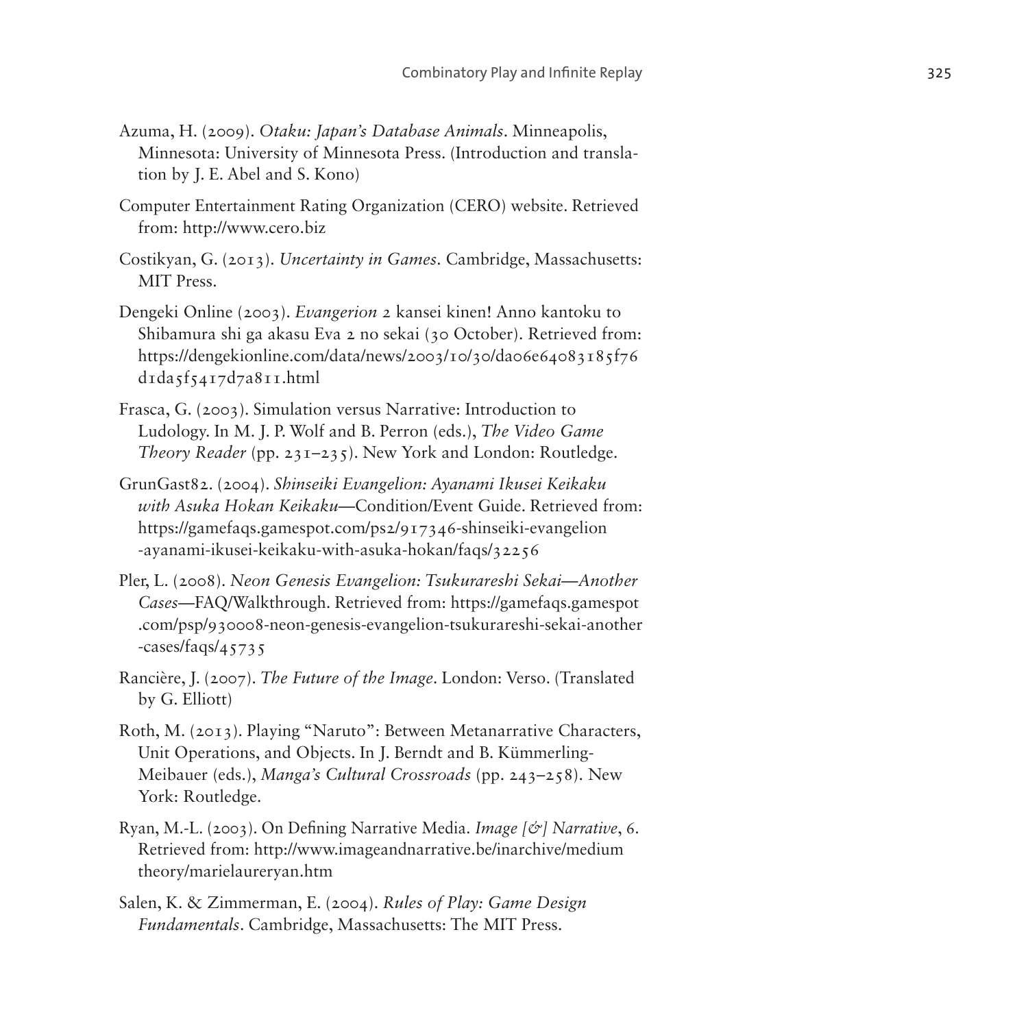Azuma, H. (2009). *Otaku: Japan's Database Animals*. Minneapolis, Minnesota: University of Minnesota Press. (Introduction and translation by J. E. Abel and S. Kono)

Computer Entertainment Rating Organization (CERO) website. Retrieved from: http://www.cero.biz

Costikyan, G. (2013). *Uncertainty in Games*. Cambridge, Massachusetts: MIT Press.

Dengeki Online (2003). *Evangerion 2* kansei kinen! Anno kantoku to Shibamura shi ga akasu Eva 2 no sekai (30 October). Retrieved from: https://dengekionline.com/data/news/2003/10/30/da06e64083185f76d1da5f5417d7a811.html

Frasca, G. (2003). Simulation versus Narrative: Introduction to Ludology. In M. J. P. Wolf and B. Perron (eds.), *The Video Game Theory Reader* (pp. 231–235). New York and London: Routledge.

GrunGast82. (2004). *Shinseiki Evangelion: Ayanami Ikusei Keikaku with Asuka Hokan Keikaku*—Condition/Event Guide. Retrieved from: https://gamefaqs.gamespot.com/ps2/917346-shinseiki-evangelion-ayanami-ikusei-keikaku-with-asuka-hokan/faqs/32256

Pler, L. (2008). *Neon Genesis Evangelion: Tsukurareshi Sekai—Another Cases*—FAQ/Walkthrough. Retrieved from: https://gamefaqs.gamespot.com/psp/930008-neon-genesis-evangelion-tsukurareshi-sekai-another-cases/faqs/45735

Rancière, J. (2007). *The Future of the Image*. London: Verso. (Translated by G. Elliott)

Roth, M. (2013). Playing "Naruto": Between Metanarrative Characters, Unit Operations, and Objects. In J. Berndt and B. Kümmerling-Meibauer (eds.), *Manga's Cultural Crossroads* (pp. 243–258). New York: Routledge.

Ryan, M.-L. (2003). On Defining Narrative Media. *Image [&] Narrative*, 6. Retrieved from: http://www.imageandnarrative.be/inarchive/mediumtheory/marielaureryan.htm

Salen, K. & Zimmerman, E. (2004). *Rules of Play: Game Design Fundamentals*. Cambridge, Massachusetts: The MIT Press.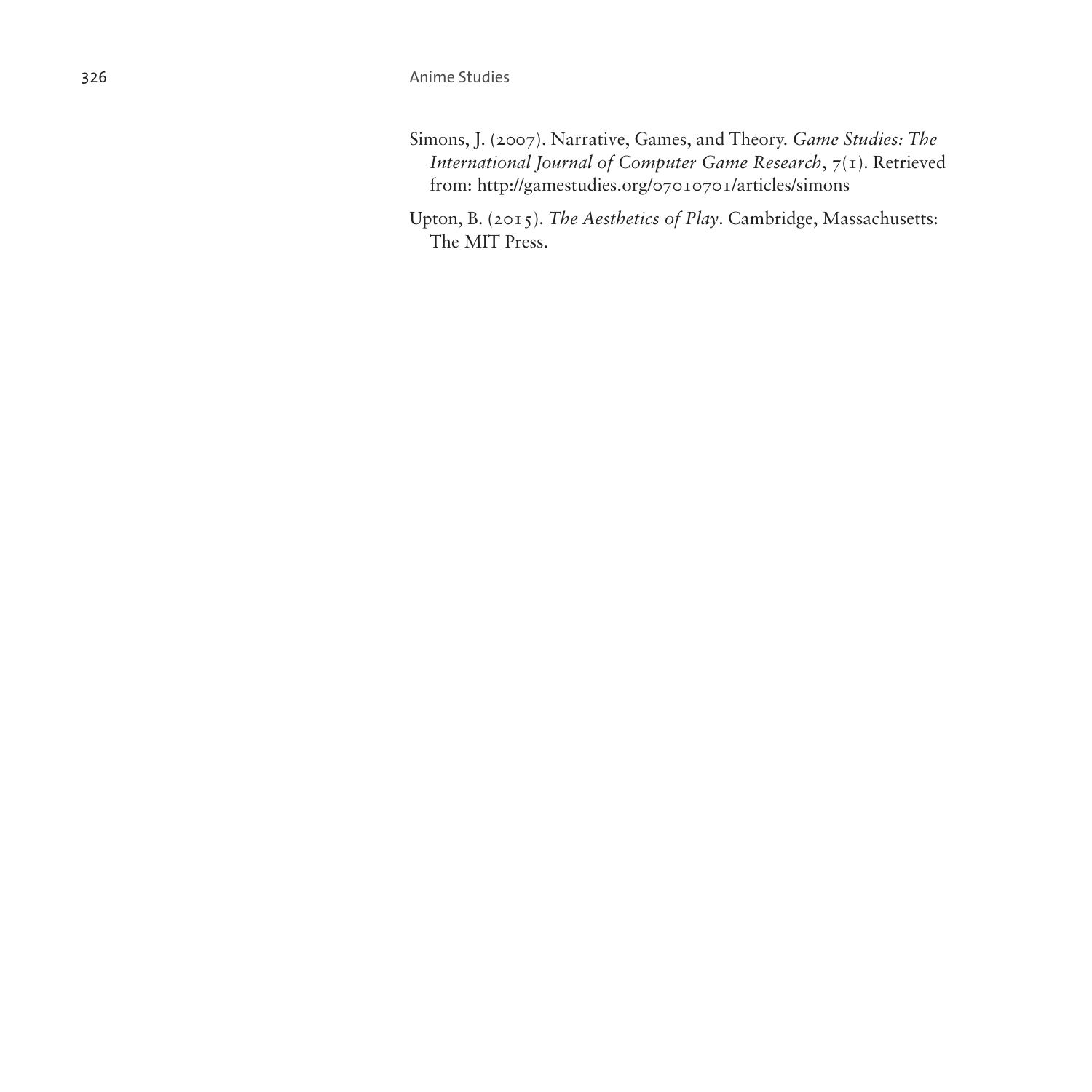Simons, J. (2007). Narrative, Games, and Theory. *Game Studies: The International Journal of Computer Game Research*, 7(1). Retrieved from: http://gamestudies.org/07010701/articles/simons

Upton, B. (2015). *The Aesthetics of Play*. Cambridge, Massachusetts: The MIT Press.